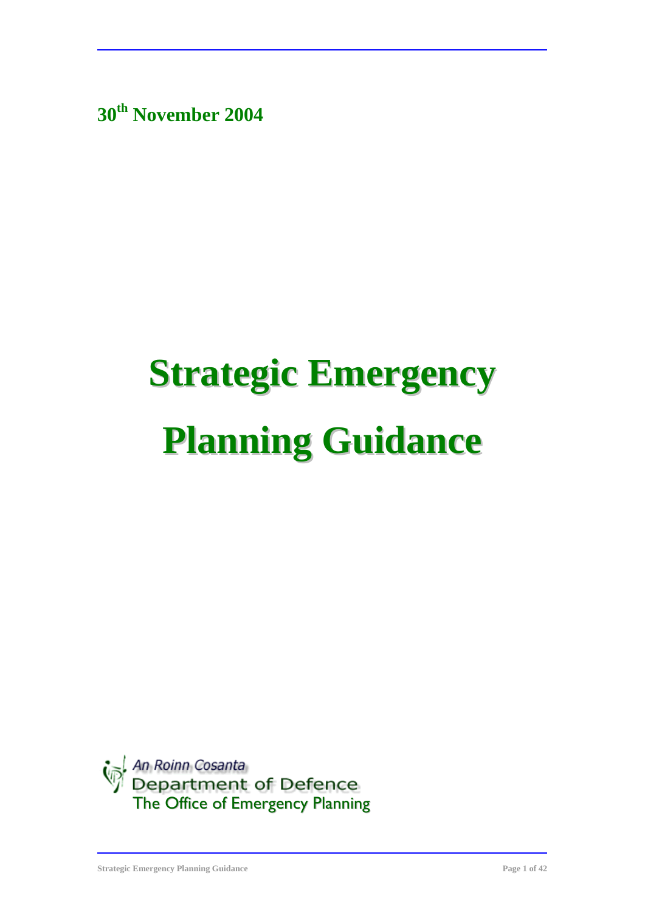**30th November 2004**

# Strategic Emergency Planning Guidance

An Roinn Cosanta
Department of Defence
The Office of Emergency Planning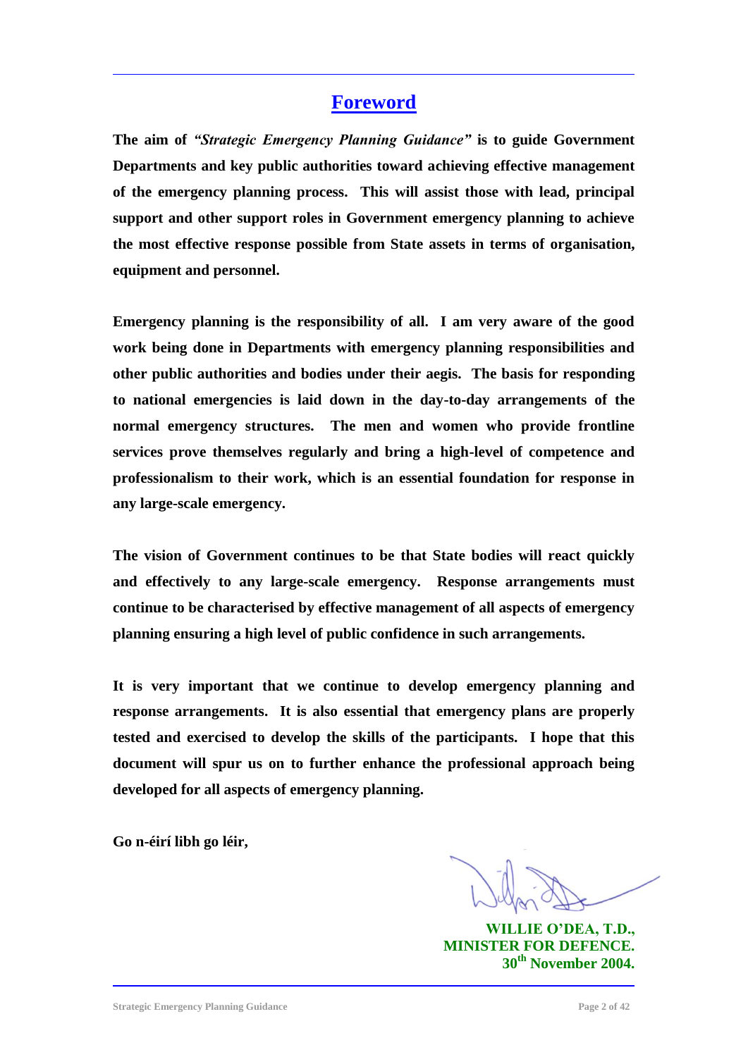# Foreword

**The aim of *"Strategic Emergency Planning Guidance"* is to guide Government Departments and key public authorities toward achieving effective management of the emergency planning process. This will assist those with lead, principal support and other support roles in Government emergency planning to achieve the most effective response possible from State assets in terms of organisation, equipment and personnel.**

**Emergency planning is the responsibility of all. I am very aware of the good work being done in Departments with emergency planning responsibilities and other public authorities and bodies under their aegis. The basis for responding to national emergencies is laid down in the day-to-day arrangements of the normal emergency structures. The men and women who provide frontline services prove themselves regularly and bring a high-level of competence and professionalism to their work, which is an essential foundation for response in any large-scale emergency.**

**The vision of Government continues to be that State bodies will react quickly and effectively to any large-scale emergency. Response arrangements must continue to be characterised by effective management of all aspects of emergency planning ensuring a high level of public confidence in such arrangements.**

**It is very important that we continue to develop emergency planning and response arrangements. It is also essential that emergency plans are properly tested and exercised to develop the skills of the participants. I hope that this document will spur us on to further enhance the professional approach being developed for all aspects of emergency planning.**

**Go n-éirí libh go léir,**

**WILLIE O'DEA, T.D.,**
**MINISTER FOR DEFENCE.**
**30th November 2004.**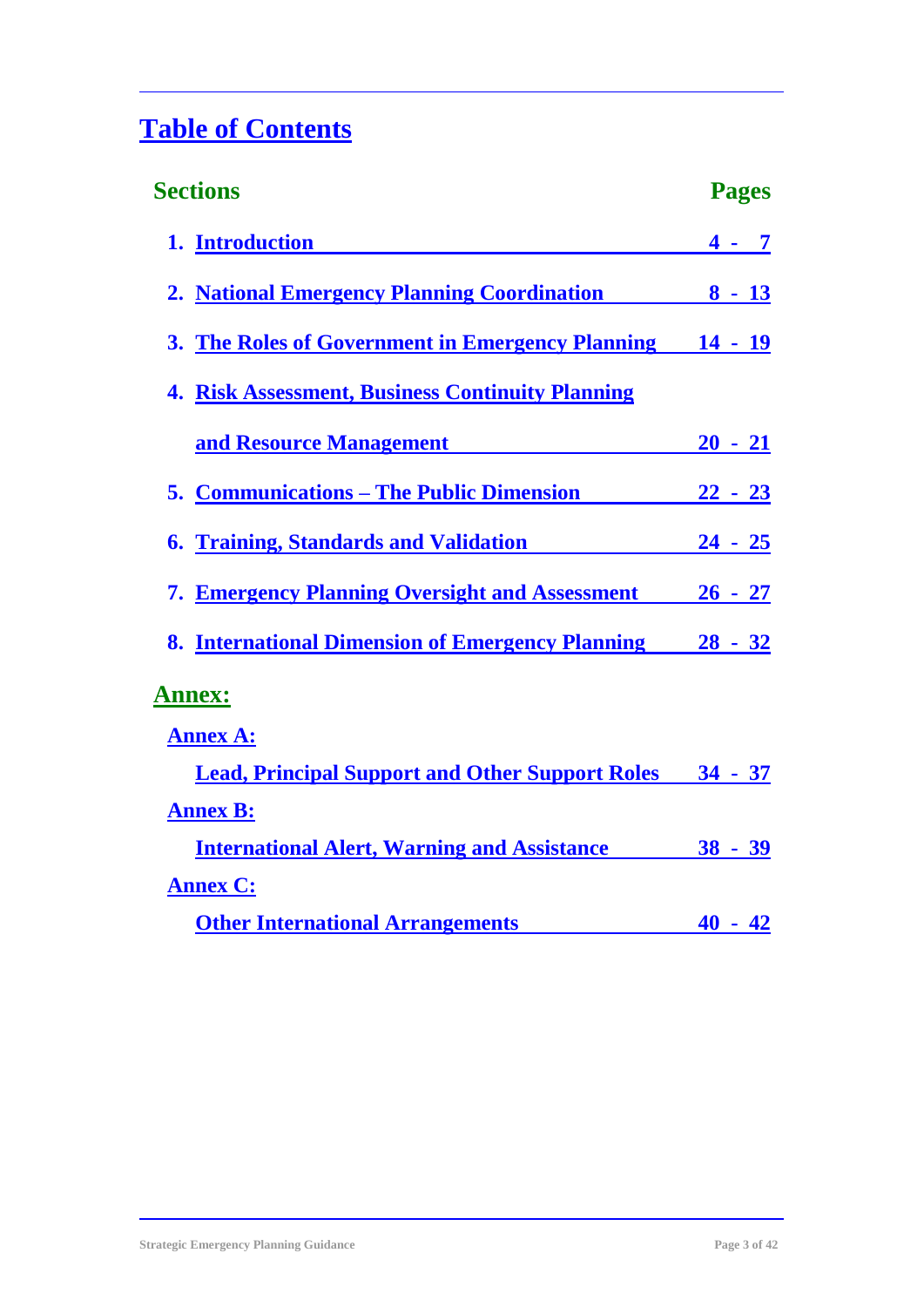# Table of Contents

| Sections | Pages |
|---|---|
| 1. Introduction | 4 - 7 |
| 2. National Emergency Planning Coordination | 8 - 13 |
| 3. The Roles of Government in Emergency Planning | 14 - 19 |
| 4. Risk Assessment, Business Continuity Planning and Resource Management | 20 - 21 |
| 5. Communications – The Public Dimension | 22 - 23 |
| 6. Training, Standards and Validation | 24 - 25 |
| 7. Emergency Planning Oversight and Assessment | 26 - 27 |
| 8. International Dimension of Emergency Planning | 28 - 32 |

## Annex:

| Annex | Pages |
|---|---|
| **Annex A:** Lead, Principal Support and Other Support Roles | 34 - 37 |
| **Annex B:** International Alert, Warning and Assistance | 38 - 39 |
| **Annex C:** Other International Arrangements | 40 - 42 |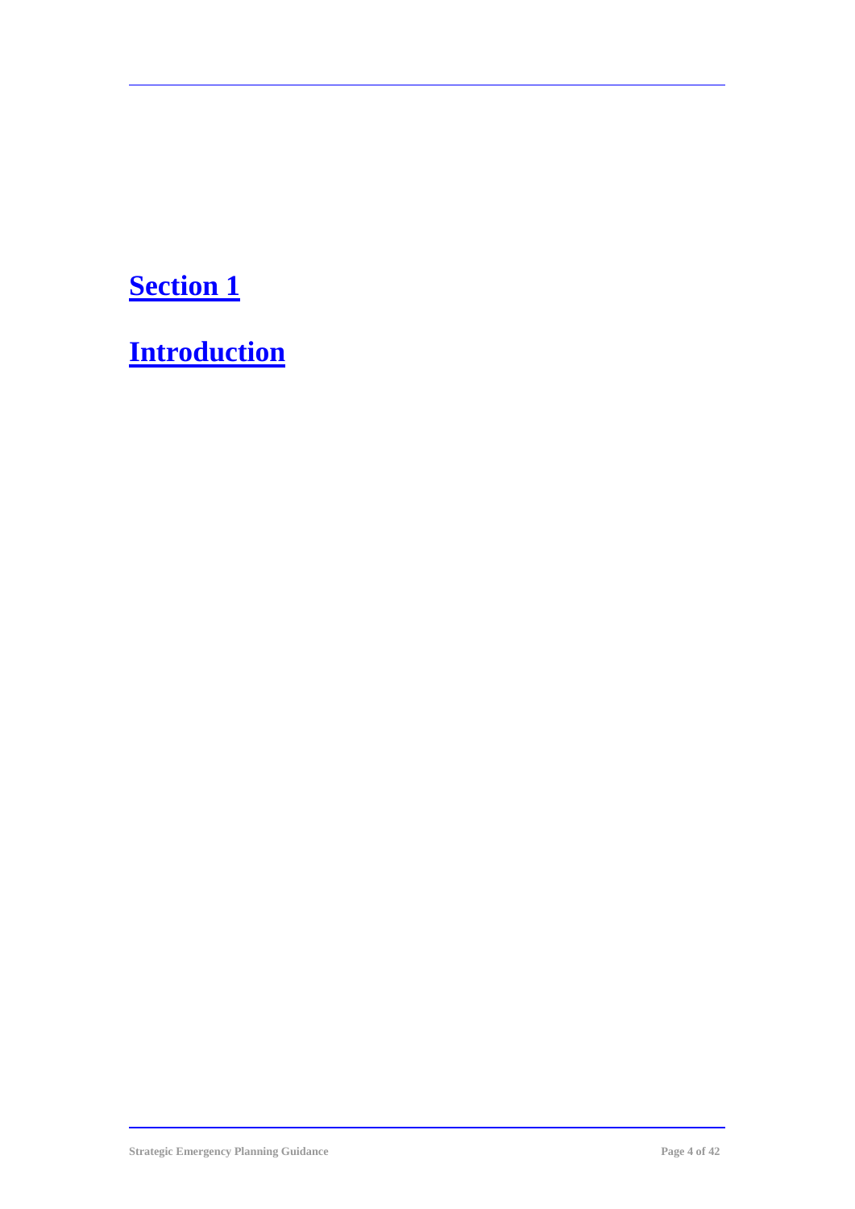# Section 1

# Introduction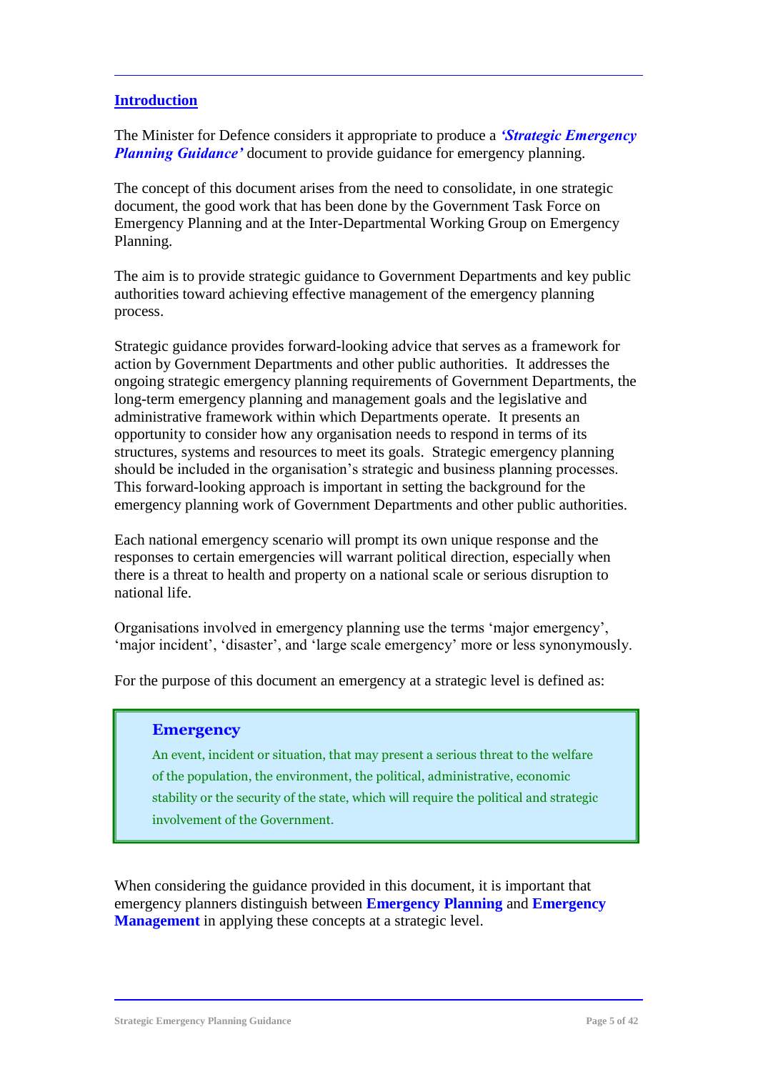## Introduction

The Minister for Defence considers it appropriate to produce a ***'Strategic Emergency Planning Guidance'*** document to provide guidance for emergency planning.

The concept of this document arises from the need to consolidate, in one strategic document, the good work that has been done by the Government Task Force on Emergency Planning and at the Inter-Departmental Working Group on Emergency Planning.

The aim is to provide strategic guidance to Government Departments and key public authorities toward achieving effective management of the emergency planning process.

Strategic guidance provides forward-looking advice that serves as a framework for action by Government Departments and other public authorities. It addresses the ongoing strategic emergency planning requirements of Government Departments, the long-term emergency planning and management goals and the legislative and administrative framework within which Departments operate. It presents an opportunity to consider how any organisation needs to respond in terms of its structures, systems and resources to meet its goals. Strategic emergency planning should be included in the organisation's strategic and business planning processes. This forward-looking approach is important in setting the background for the emergency planning work of Government Departments and other public authorities.

Each national emergency scenario will prompt its own unique response and the responses to certain emergencies will warrant political direction, especially when there is a threat to health and property on a national scale or serious disruption to national life.

Organisations involved in emergency planning use the terms 'major emergency', 'major incident', 'disaster', and 'large scale emergency' more or less synonymously.

For the purpose of this document an emergency at a strategic level is defined as:

> **Emergency**
>
> An event, incident or situation, that may present a serious threat to the welfare of the population, the environment, the political, administrative, economic stability or the security of the state, which will require the political and strategic involvement of the Government.

When considering the guidance provided in this document, it is important that emergency planners distinguish between **Emergency Planning** and **Emergency Management** in applying these concepts at a strategic level.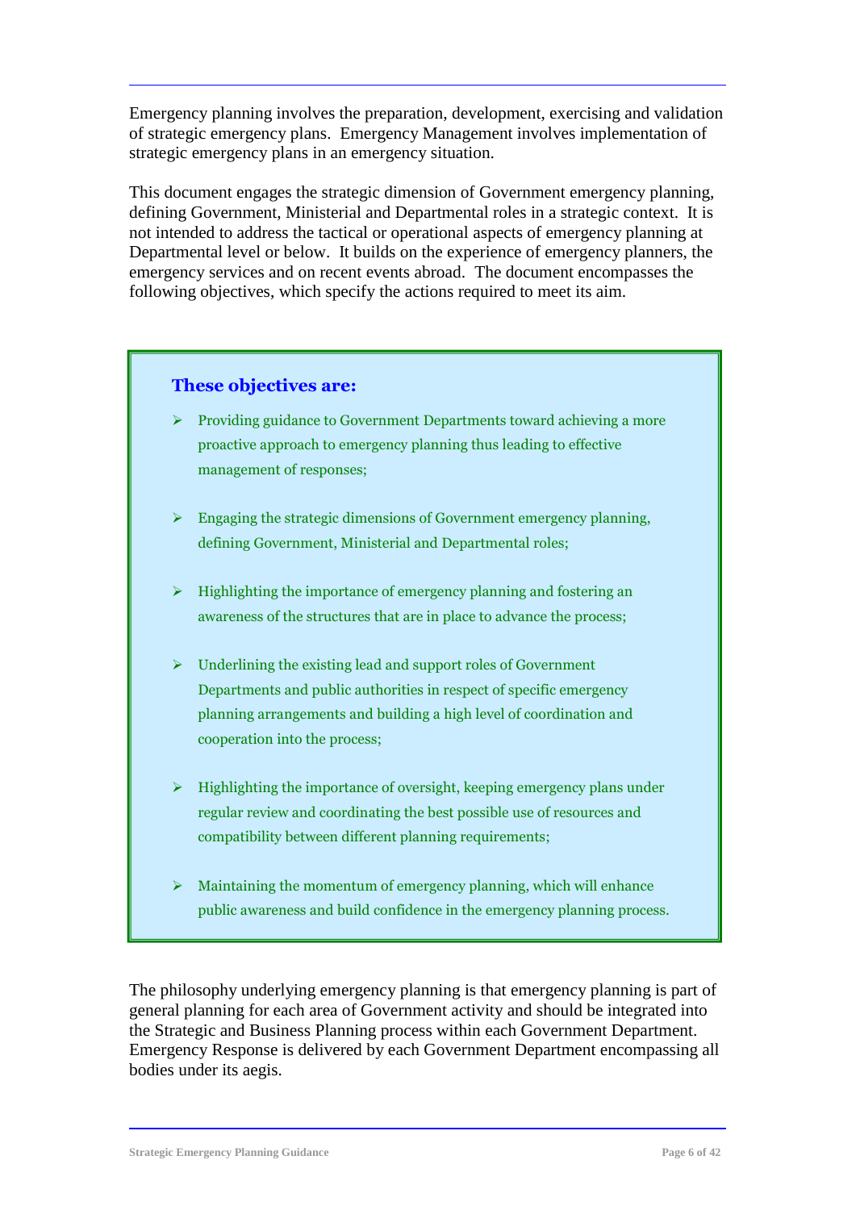Emergency planning involves the preparation, development, exercising and validation of strategic emergency plans. Emergency Management involves implementation of strategic emergency plans in an emergency situation.

This document engages the strategic dimension of Government emergency planning, defining Government, Ministerial and Departmental roles in a strategic context. It is not intended to address the tactical or operational aspects of emergency planning at Departmental level or below. It builds on the experience of emergency planners, the emergency services and on recent events abroad. The document encompasses the following objectives, which specify the actions required to meet its aim.

**These objectives are:**

- Providing guidance to Government Departments toward achieving a more proactive approach to emergency planning thus leading to effective management of responses;
- Engaging the strategic dimensions of Government emergency planning, defining Government, Ministerial and Departmental roles;
- Highlighting the importance of emergency planning and fostering an awareness of the structures that are in place to advance the process;
- Underlining the existing lead and support roles of Government Departments and public authorities in respect of specific emergency planning arrangements and building a high level of coordination and cooperation into the process;
- Highlighting the importance of oversight, keeping emergency plans under regular review and coordinating the best possible use of resources and compatibility between different planning requirements;
- Maintaining the momentum of emergency planning, which will enhance public awareness and build confidence in the emergency planning process.

The philosophy underlying emergency planning is that emergency planning is part of general planning for each area of Government activity and should be integrated into the Strategic and Business Planning process within each Government Department. Emergency Response is delivered by each Government Department encompassing all bodies under its aegis.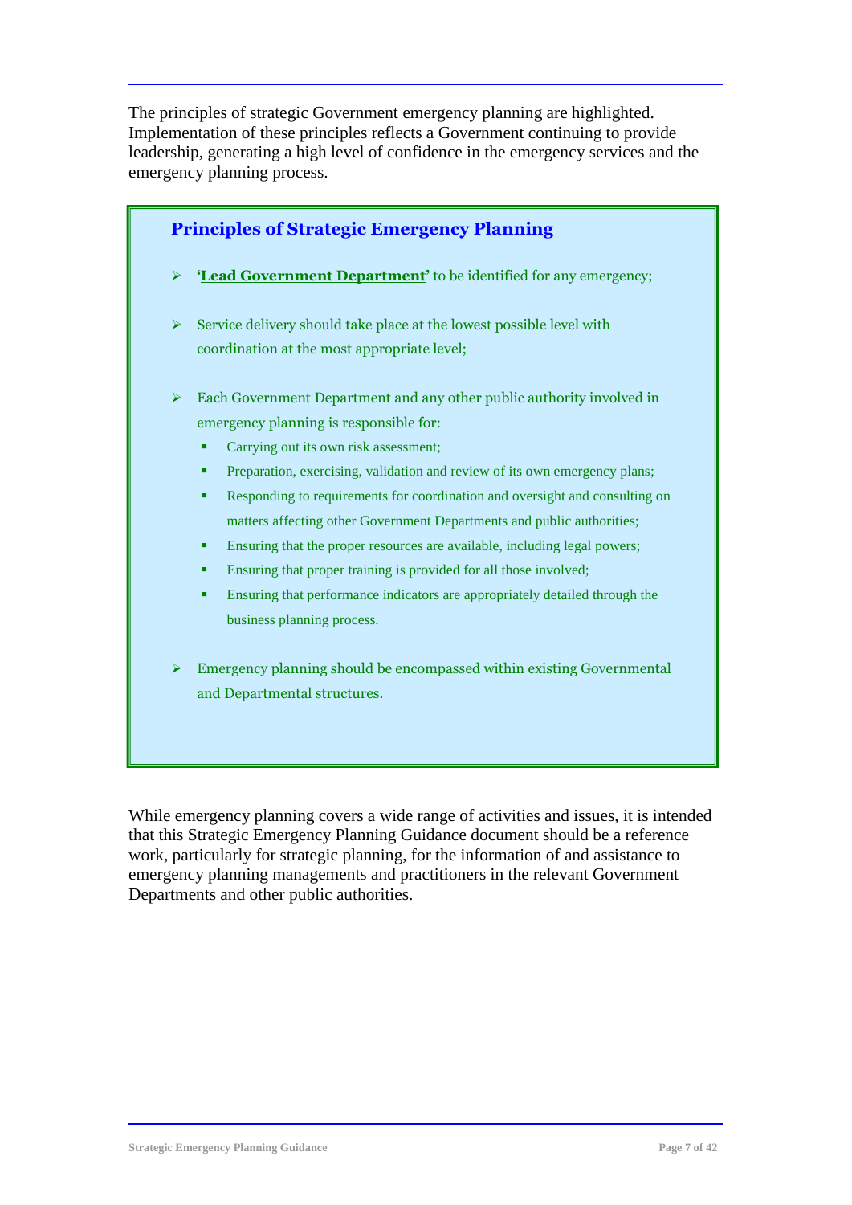The principles of strategic Government emergency planning are highlighted. Implementation of these principles reflects a Government continuing to provide leadership, generating a high level of confidence in the emergency services and the emergency planning process.

### Principles of Strategic Emergency Planning

- **'Lead Government Department'** to be identified for any emergency;
- Service delivery should take place at the lowest possible level with coordination at the most appropriate level;
- Each Government Department and any other public authority involved in emergency planning is responsible for:
  - Carrying out its own risk assessment;
  - Preparation, exercising, validation and review of its own emergency plans;
  - Responding to requirements for coordination and oversight and consulting on matters affecting other Government Departments and public authorities;
  - Ensuring that the proper resources are available, including legal powers;
  - Ensuring that proper training is provided for all those involved;
  - Ensuring that performance indicators are appropriately detailed through the business planning process.
- Emergency planning should be encompassed within existing Governmental and Departmental structures.

While emergency planning covers a wide range of activities and issues, it is intended that this Strategic Emergency Planning Guidance document should be a reference work, particularly for strategic planning, for the information of and assistance to emergency planning managements and practitioners in the relevant Government Departments and other public authorities.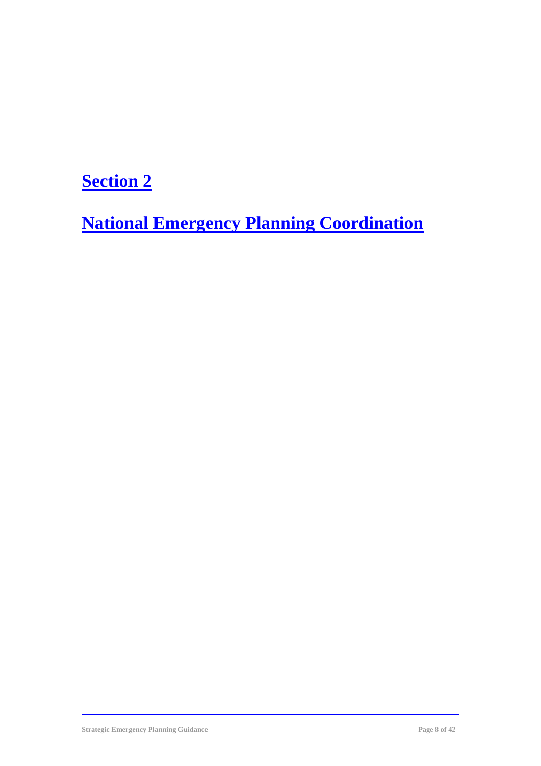# Section 2

# National Emergency Planning Coordination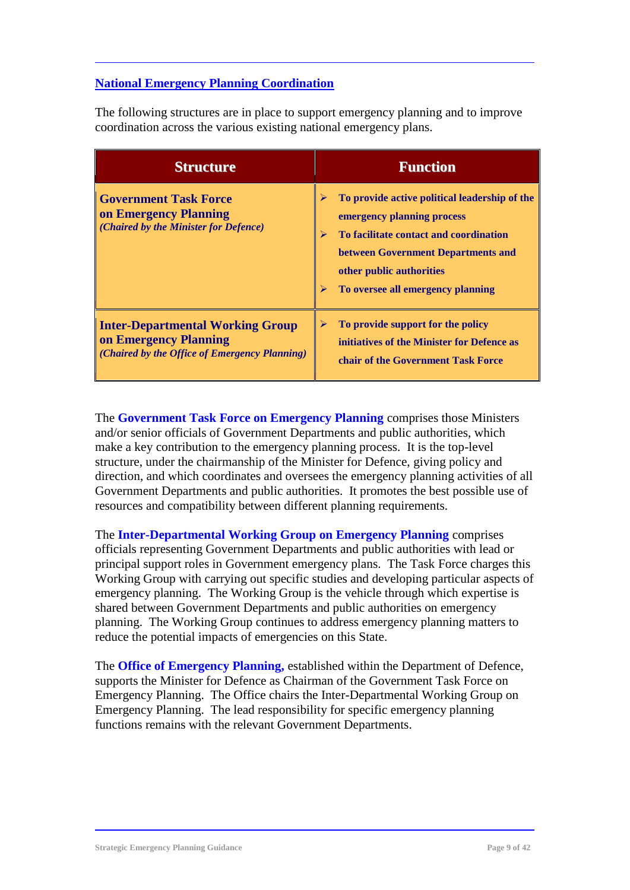## National Emergency Planning Coordination

The following structures are in place to support emergency planning and to improve coordination across the various existing national emergency plans.

| Structure | Function |
| --- | --- |
| **Government Task Force on Emergency Planning** *(Chaired by the Minister for Defence)* | ➢ **To provide active political leadership of the emergency planning process**<br>➢ **To facilitate contact and coordination between Government Departments and other public authorities**<br>➢ **To oversee all emergency planning** |
| **Inter-Departmental Working Group on Emergency Planning** *(Chaired by the Office of Emergency Planning)* | ➢ **To provide support for the policy initiatives of the Minister for Defence as chair of the Government Task Force** |

The **Government Task Force on Emergency Planning** comprises those Ministers and/or senior officials of Government Departments and public authorities, which make a key contribution to the emergency planning process. It is the top-level structure, under the chairmanship of the Minister for Defence, giving policy and direction, and which coordinates and oversees the emergency planning activities of all Government Departments and public authorities. It promotes the best possible use of resources and compatibility between different planning requirements.

The **Inter-Departmental Working Group on Emergency Planning** comprises officials representing Government Departments and public authorities with lead or principal support roles in Government emergency plans. The Task Force charges this Working Group with carrying out specific studies and developing particular aspects of emergency planning. The Working Group is the vehicle through which expertise is shared between Government Departments and public authorities on emergency planning. The Working Group continues to address emergency planning matters to reduce the potential impacts of emergencies on this State.

The **Office of Emergency Planning,** established within the Department of Defence, supports the Minister for Defence as Chairman of the Government Task Force on Emergency Planning. The Office chairs the Inter-Departmental Working Group on Emergency Planning. The lead responsibility for specific emergency planning functions remains with the relevant Government Departments.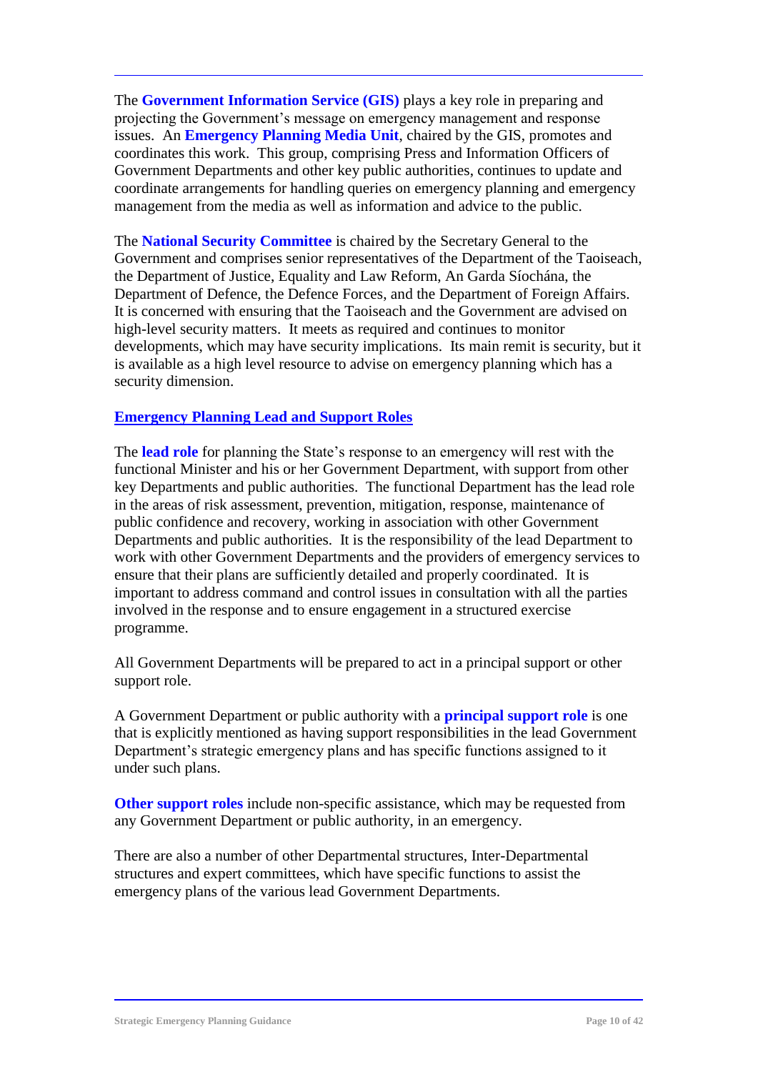The **Government Information Service (GIS)** plays a key role in preparing and projecting the Government's message on emergency management and response issues. An **Emergency Planning Media Unit**, chaired by the GIS, promotes and coordinates this work. This group, comprising Press and Information Officers of Government Departments and other key public authorities, continues to update and coordinate arrangements for handling queries on emergency planning and emergency management from the media as well as information and advice to the public.

The **National Security Committee** is chaired by the Secretary General to the Government and comprises senior representatives of the Department of the Taoiseach, the Department of Justice, Equality and Law Reform, An Garda Síochána, the Department of Defence, the Defence Forces, and the Department of Foreign Affairs. It is concerned with ensuring that the Taoiseach and the Government are advised on high-level security matters. It meets as required and continues to monitor developments, which may have security implications. Its main remit is security, but it is available as a high level resource to advise on emergency planning which has a security dimension.

## Emergency Planning Lead and Support Roles

The **lead role** for planning the State's response to an emergency will rest with the functional Minister and his or her Government Department, with support from other key Departments and public authorities. The functional Department has the lead role in the areas of risk assessment, prevention, mitigation, response, maintenance of public confidence and recovery, working in association with other Government Departments and public authorities. It is the responsibility of the lead Department to work with other Government Departments and the providers of emergency services to ensure that their plans are sufficiently detailed and properly coordinated. It is important to address command and control issues in consultation with all the parties involved in the response and to ensure engagement in a structured exercise programme.

All Government Departments will be prepared to act in a principal support or other support role.

A Government Department or public authority with a **principal support role** is one that is explicitly mentioned as having support responsibilities in the lead Government Department's strategic emergency plans and has specific functions assigned to it under such plans.

**Other support roles** include non-specific assistance, which may be requested from any Government Department or public authority, in an emergency.

There are also a number of other Departmental structures, Inter-Departmental structures and expert committees, which have specific functions to assist the emergency plans of the various lead Government Departments.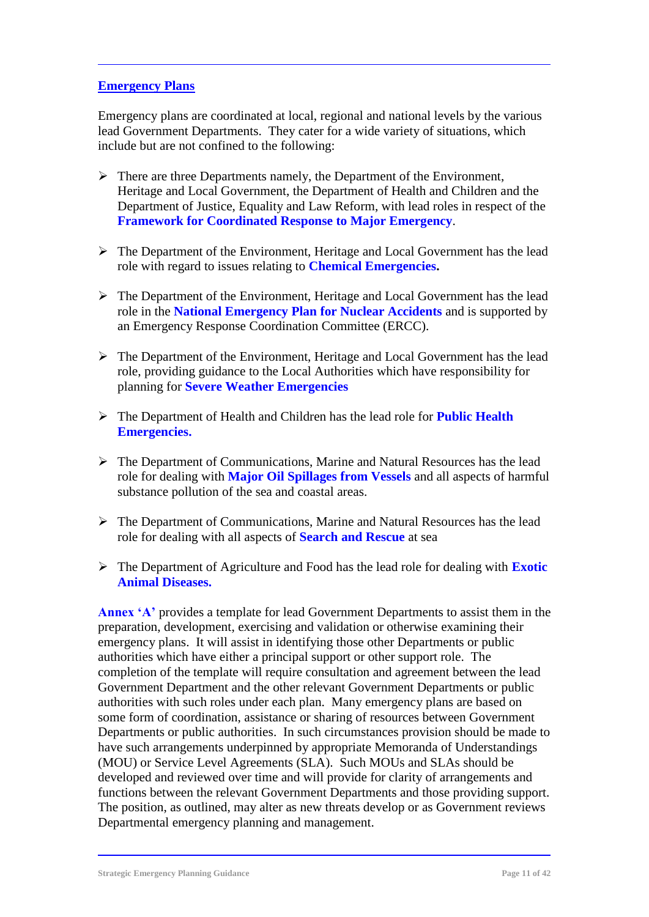## Emergency Plans

Emergency plans are coordinated at local, regional and national levels by the various lead Government Departments. They cater for a wide variety of situations, which include but are not confined to the following:

- There are three Departments namely, the Department of the Environment, Heritage and Local Government, the Department of Health and Children and the Department of Justice, Equality and Law Reform, with lead roles in respect of the **Framework for Coordinated Response to Major Emergency**.

- The Department of the Environment, Heritage and Local Government has the lead role with regard to issues relating to **Chemical Emergencies.**

- The Department of the Environment, Heritage and Local Government has the lead role in the **National Emergency Plan for Nuclear Accidents** and is supported by an Emergency Response Coordination Committee (ERCC).

- The Department of the Environment, Heritage and Local Government has the lead role, providing guidance to the Local Authorities which have responsibility for planning for **Severe Weather Emergencies**

- The Department of Health and Children has the lead role for **Public Health Emergencies.**

- The Department of Communications, Marine and Natural Resources has the lead role for dealing with **Major Oil Spillages from Vessels** and all aspects of harmful substance pollution of the sea and coastal areas.

- The Department of Communications, Marine and Natural Resources has the lead role for dealing with all aspects of **Search and Rescue** at sea

- The Department of Agriculture and Food has the lead role for dealing with **Exotic Animal Diseases.**

**Annex 'A'** provides a template for lead Government Departments to assist them in the preparation, development, exercising and validation or otherwise examining their emergency plans. It will assist in identifying those other Departments or public authorities which have either a principal support or other support role. The completion of the template will require consultation and agreement between the lead Government Department and the other relevant Government Departments or public authorities with such roles under each plan. Many emergency plans are based on some form of coordination, assistance or sharing of resources between Government Departments or public authorities. In such circumstances provision should be made to have such arrangements underpinned by appropriate Memoranda of Understandings (MOU) or Service Level Agreements (SLA). Such MOUs and SLAs should be developed and reviewed over time and will provide for clarity of arrangements and functions between the relevant Government Departments and those providing support. The position, as outlined, may alter as new threats develop or as Government reviews Departmental emergency planning and management.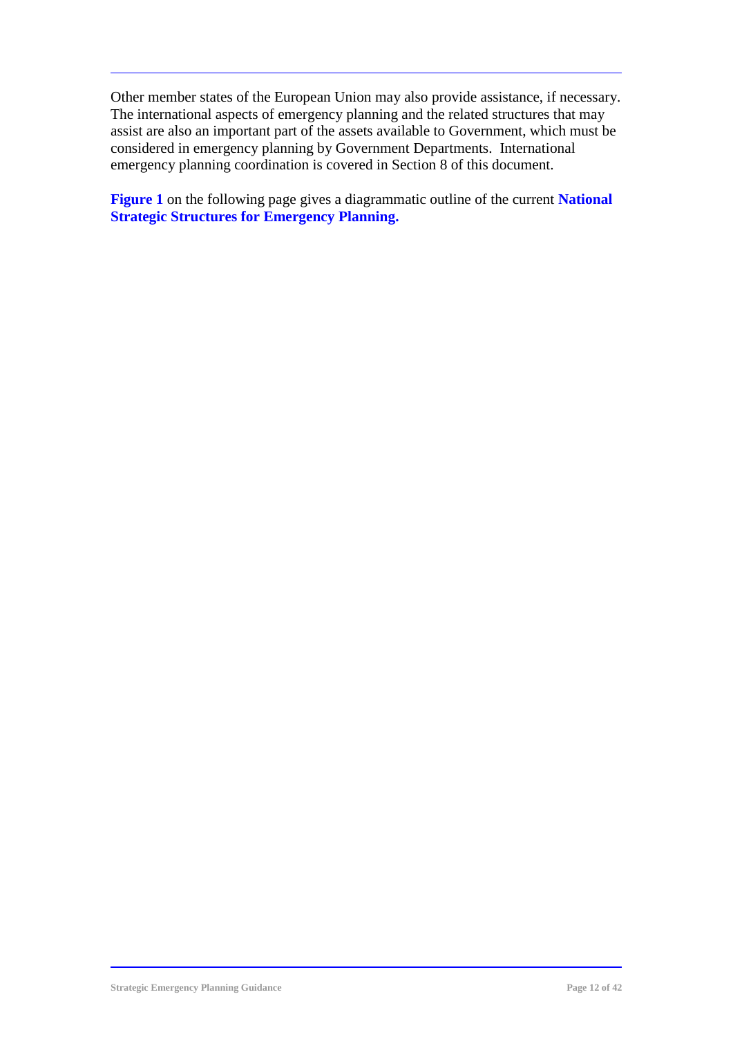Other member states of the European Union may also provide assistance, if necessary. The international aspects of emergency planning and the related structures that may assist are also an important part of the assets available to Government, which must be considered in emergency planning by Government Departments. International emergency planning coordination is covered in Section 8 of this document.

**Figure 1** on the following page gives a diagrammatic outline of the current **National Strategic Structures for Emergency Planning.**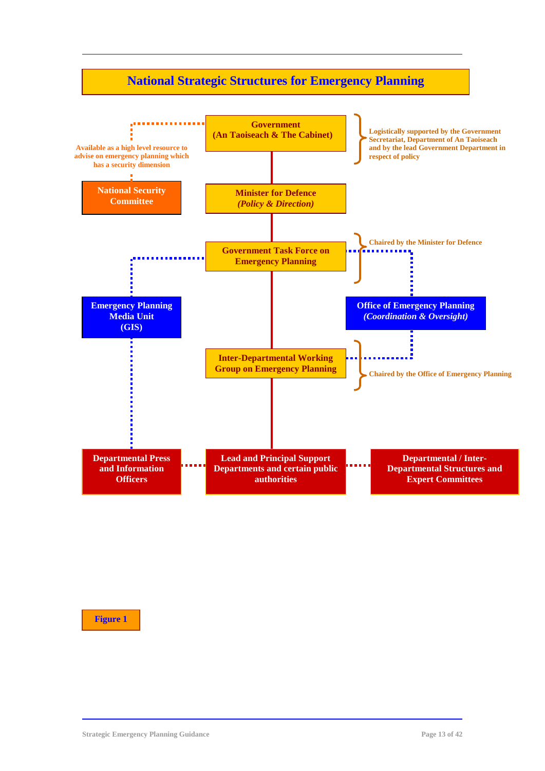## National Strategic Structures for Emergency Planning

**Government**
**(An Taoiseach & The Cabinet)**

Logistically supported by the Government Secretariat, Department of An Taoiseach and by the lead Government Department in respect of policy

**National Security Committee**

Available as a high level resource to advise on emergency planning which has a security dimension

**Minister for Defence**
***(Policy & Direction)***

**Government Task Force on Emergency Planning**

Chaired by the Minister for Defence

**Emergency Planning Media Unit (GIS)**

**Office of Emergency Planning**
***(Coordination & Oversight)***

**Inter-Departmental Working Group on Emergency Planning**

Chaired by the Office of Emergency Planning

**Departmental Press and Information Officers**

**Lead and Principal Support Departments and certain public authorities**

**Departmental / Inter-Departmental Structures and Expert Committees**

**Figure 1**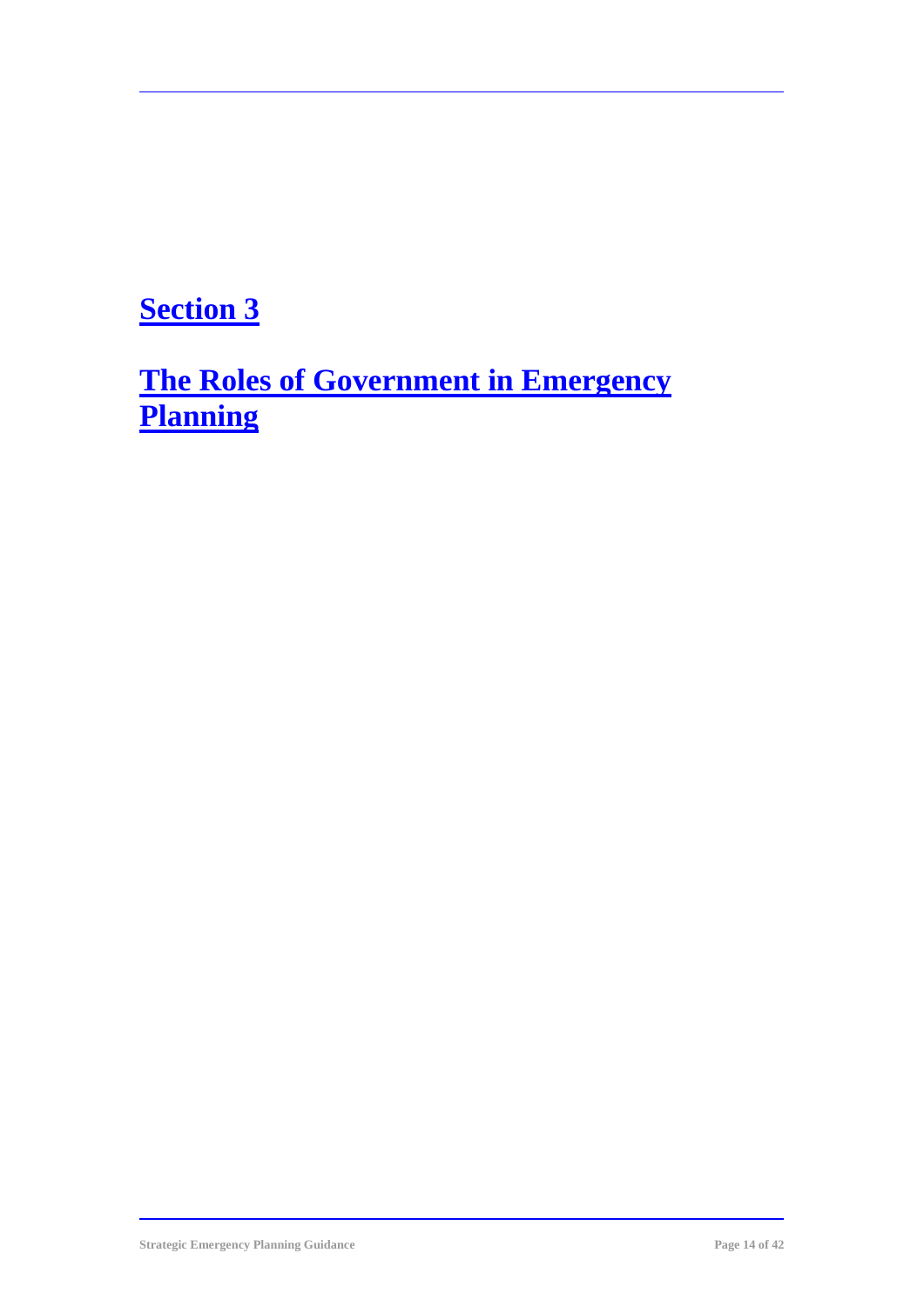# Section 3

# The Roles of Government in Emergency Planning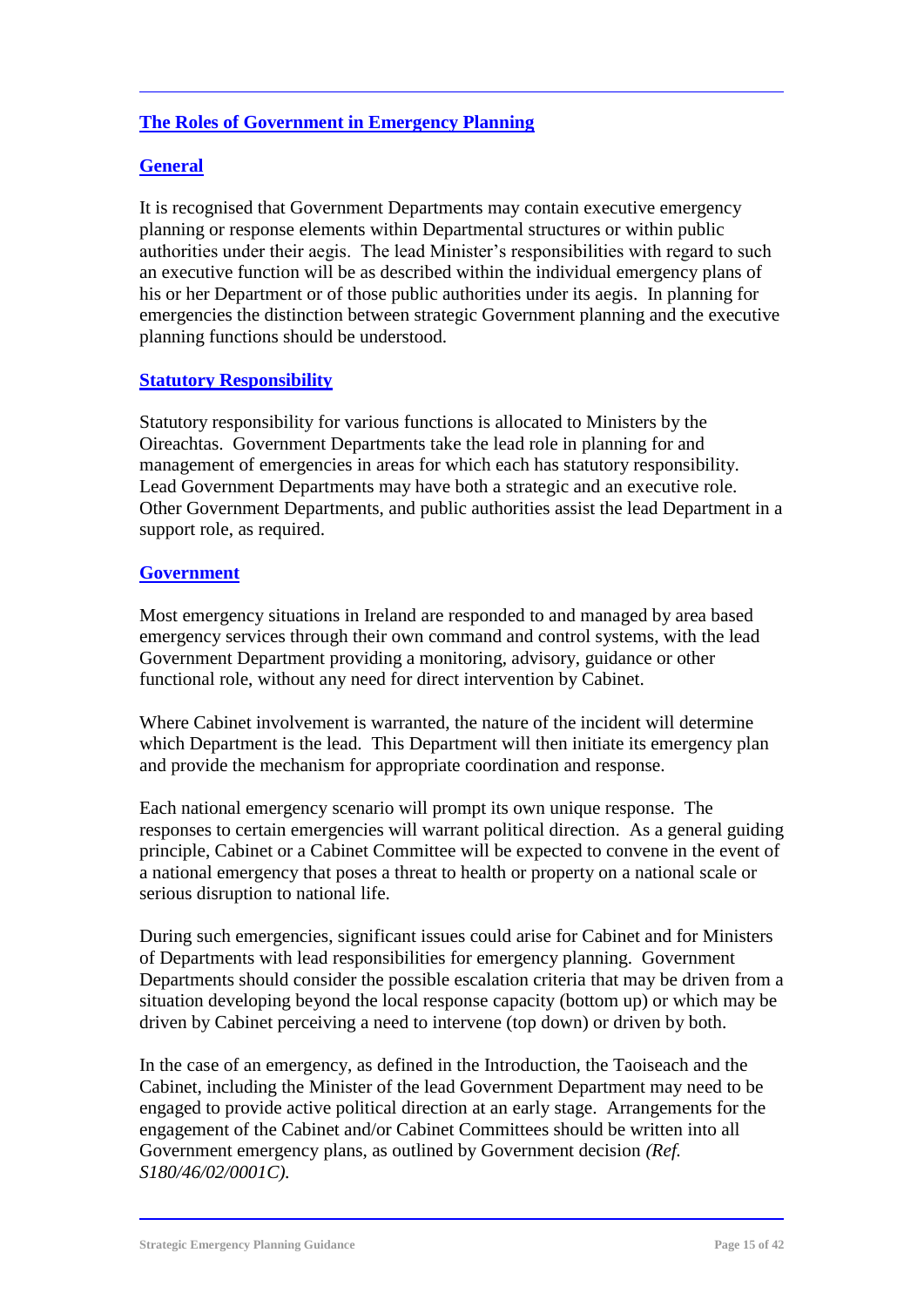## The Roles of Government in Emergency Planning

### General

It is recognised that Government Departments may contain executive emergency planning or response elements within Departmental structures or within public authorities under their aegis. The lead Minister's responsibilities with regard to such an executive function will be as described within the individual emergency plans of his or her Department or of those public authorities under its aegis. In planning for emergencies the distinction between strategic Government planning and the executive planning functions should be understood.

### Statutory Responsibility

Statutory responsibility for various functions is allocated to Ministers by the Oireachtas. Government Departments take the lead role in planning for and management of emergencies in areas for which each has statutory responsibility. Lead Government Departments may have both a strategic and an executive role. Other Government Departments, and public authorities assist the lead Department in a support role, as required.

### Government

Most emergency situations in Ireland are responded to and managed by area based emergency services through their own command and control systems, with the lead Government Department providing a monitoring, advisory, guidance or other functional role, without any need for direct intervention by Cabinet.

Where Cabinet involvement is warranted, the nature of the incident will determine which Department is the lead. This Department will then initiate its emergency plan and provide the mechanism for appropriate coordination and response.

Each national emergency scenario will prompt its own unique response. The responses to certain emergencies will warrant political direction. As a general guiding principle, Cabinet or a Cabinet Committee will be expected to convene in the event of a national emergency that poses a threat to health or property on a national scale or serious disruption to national life.

During such emergencies, significant issues could arise for Cabinet and for Ministers of Departments with lead responsibilities for emergency planning. Government Departments should consider the possible escalation criteria that may be driven from a situation developing beyond the local response capacity (bottom up) or which may be driven by Cabinet perceiving a need to intervene (top down) or driven by both.

In the case of an emergency, as defined in the Introduction, the Taoiseach and the Cabinet, including the Minister of the lead Government Department may need to be engaged to provide active political direction at an early stage. Arrangements for the engagement of the Cabinet and/or Cabinet Committees should be written into all Government emergency plans, as outlined by Government decision *(Ref. S180/46/02/0001C).*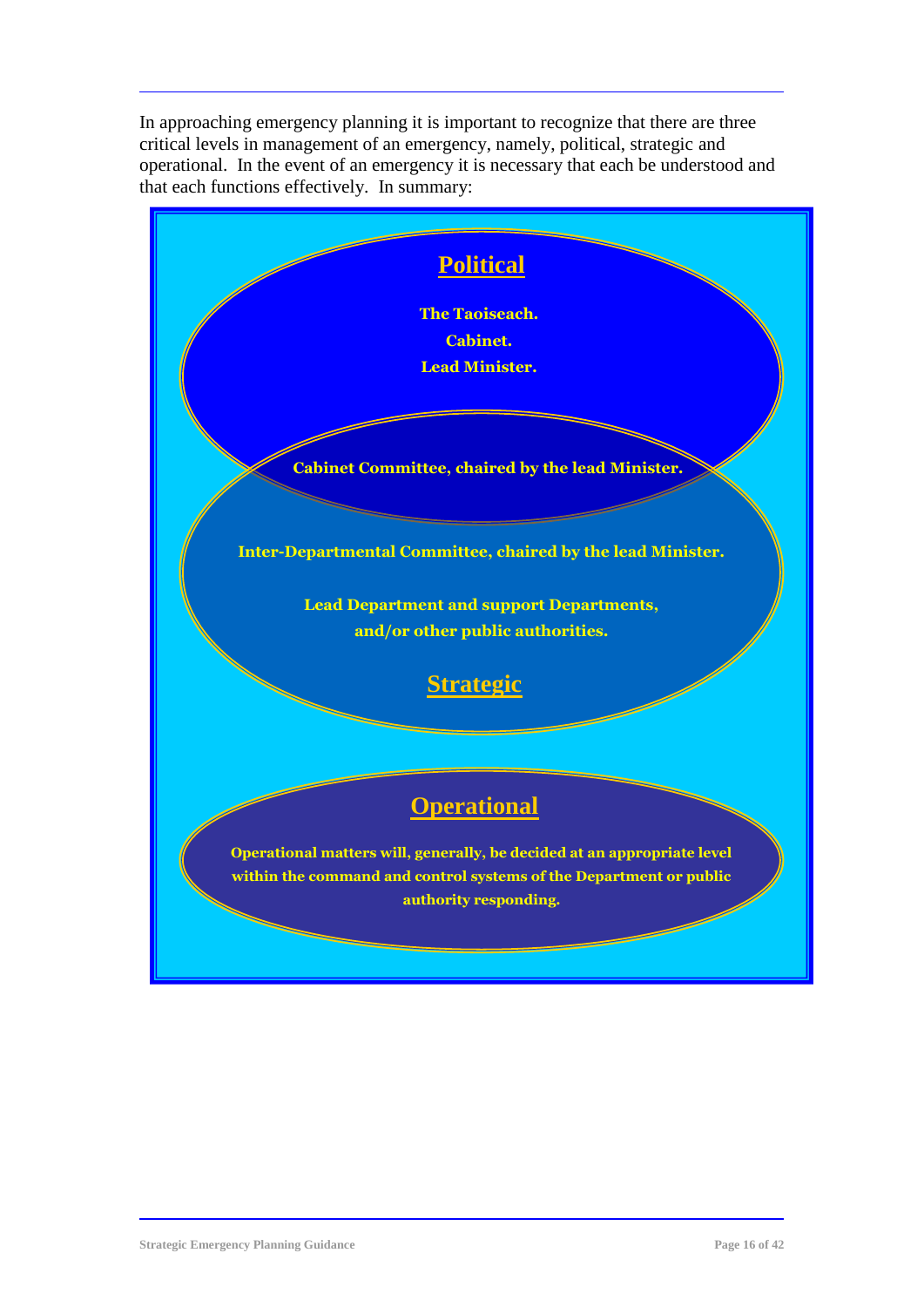In approaching emergency planning it is important to recognize that there are three critical levels in management of an emergency, namely, political, strategic and operational. In the event of an emergency it is necessary that each be understood and that each functions effectively. In summary:

**Political**

**The Taoiseach.**

**Cabinet.**

**Lead Minister.**

**Cabinet Committee, chaired by the lead Minister.**

**Inter-Departmental Committee, chaired by the lead Minister.**

**Lead Department and support Departments, and/or other public authorities.**

**Strategic**

**Operational**

**Operational matters will, generally, be decided at an appropriate level within the command and control systems of the Department or public authority responding.**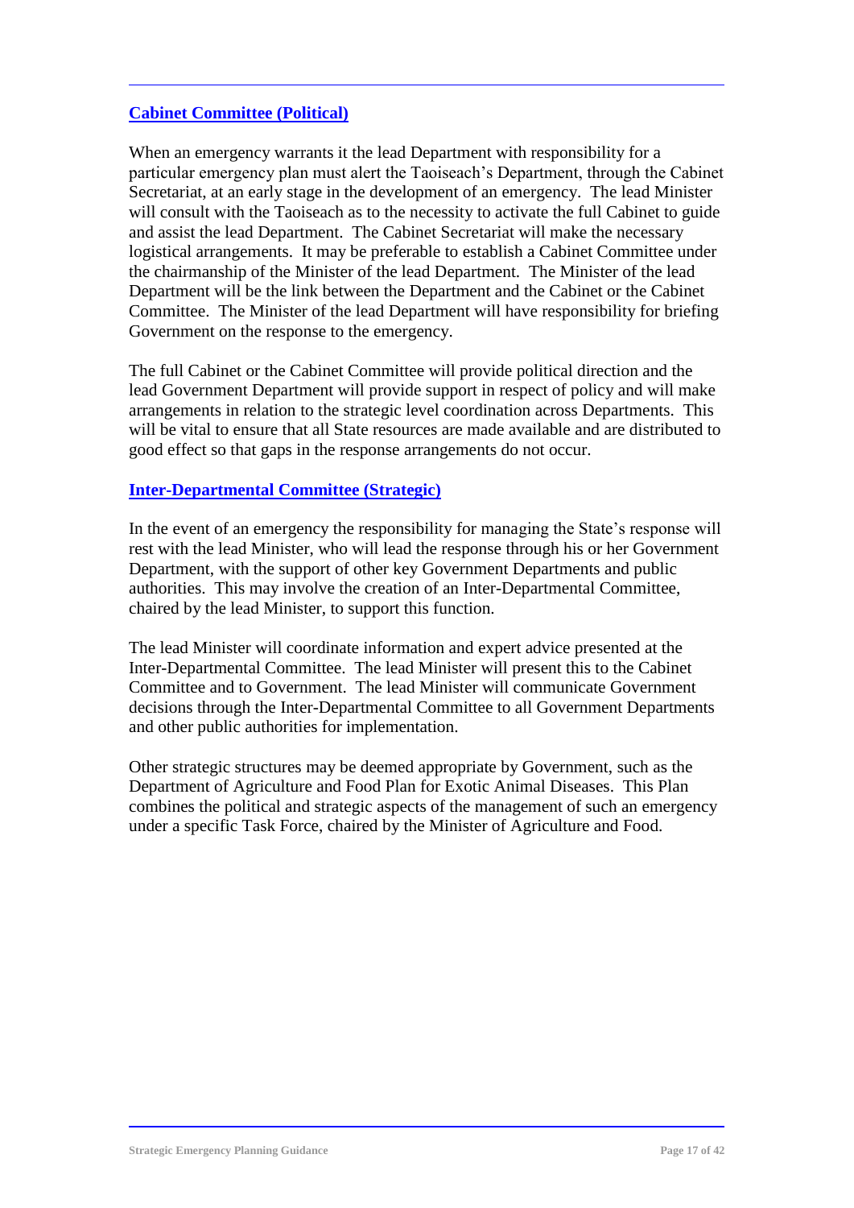## Cabinet Committee (Political)

When an emergency warrants it the lead Department with responsibility for a particular emergency plan must alert the Taoiseach's Department, through the Cabinet Secretariat, at an early stage in the development of an emergency. The lead Minister will consult with the Taoiseach as to the necessity to activate the full Cabinet to guide and assist the lead Department. The Cabinet Secretariat will make the necessary logistical arrangements. It may be preferable to establish a Cabinet Committee under the chairmanship of the Minister of the lead Department. The Minister of the lead Department will be the link between the Department and the Cabinet or the Cabinet Committee. The Minister of the lead Department will have responsibility for briefing Government on the response to the emergency.

The full Cabinet or the Cabinet Committee will provide political direction and the lead Government Department will provide support in respect of policy and will make arrangements in relation to the strategic level coordination across Departments. This will be vital to ensure that all State resources are made available and are distributed to good effect so that gaps in the response arrangements do not occur.

## Inter-Departmental Committee (Strategic)

In the event of an emergency the responsibility for managing the State's response will rest with the lead Minister, who will lead the response through his or her Government Department, with the support of other key Government Departments and public authorities. This may involve the creation of an Inter-Departmental Committee, chaired by the lead Minister, to support this function.

The lead Minister will coordinate information and expert advice presented at the Inter-Departmental Committee. The lead Minister will present this to the Cabinet Committee and to Government. The lead Minister will communicate Government decisions through the Inter-Departmental Committee to all Government Departments and other public authorities for implementation.

Other strategic structures may be deemed appropriate by Government, such as the Department of Agriculture and Food Plan for Exotic Animal Diseases. This Plan combines the political and strategic aspects of the management of such an emergency under a specific Task Force, chaired by the Minister of Agriculture and Food.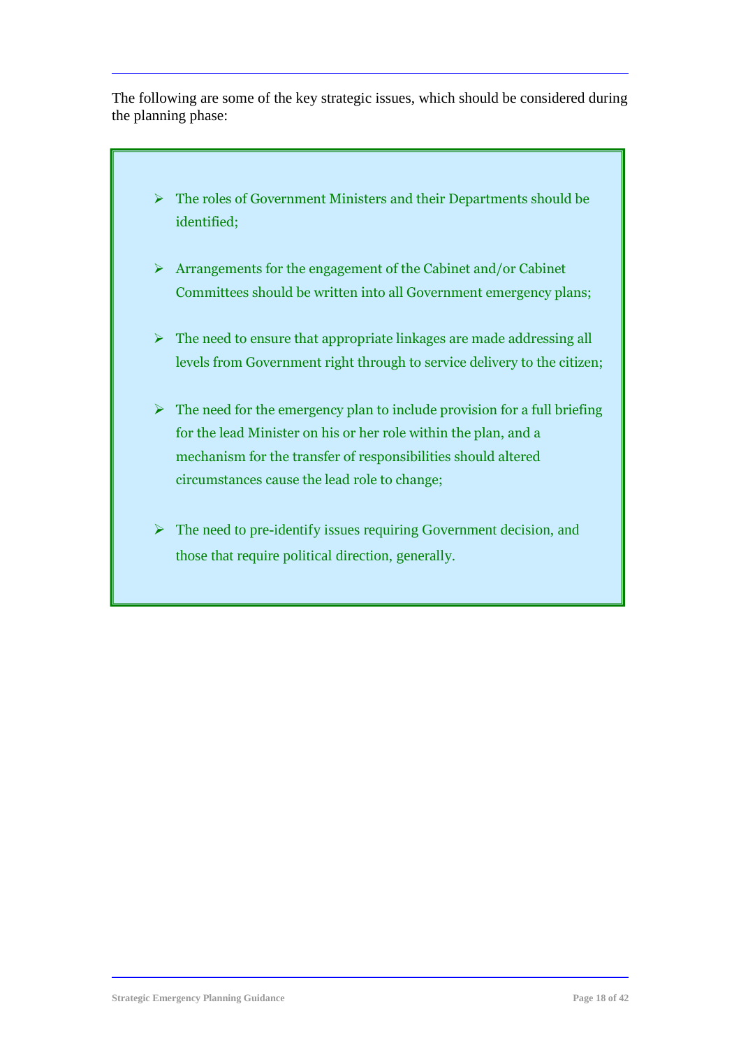The following are some of the key strategic issues, which should be considered during the planning phase:

- The roles of Government Ministers and their Departments should be identified;
- Arrangements for the engagement of the Cabinet and/or Cabinet Committees should be written into all Government emergency plans;
- The need to ensure that appropriate linkages are made addressing all levels from Government right through to service delivery to the citizen;
- The need for the emergency plan to include provision for a full briefing for the lead Minister on his or her role within the plan, and a mechanism for the transfer of responsibilities should altered circumstances cause the lead role to change;
- The need to pre-identify issues requiring Government decision, and those that require political direction, generally.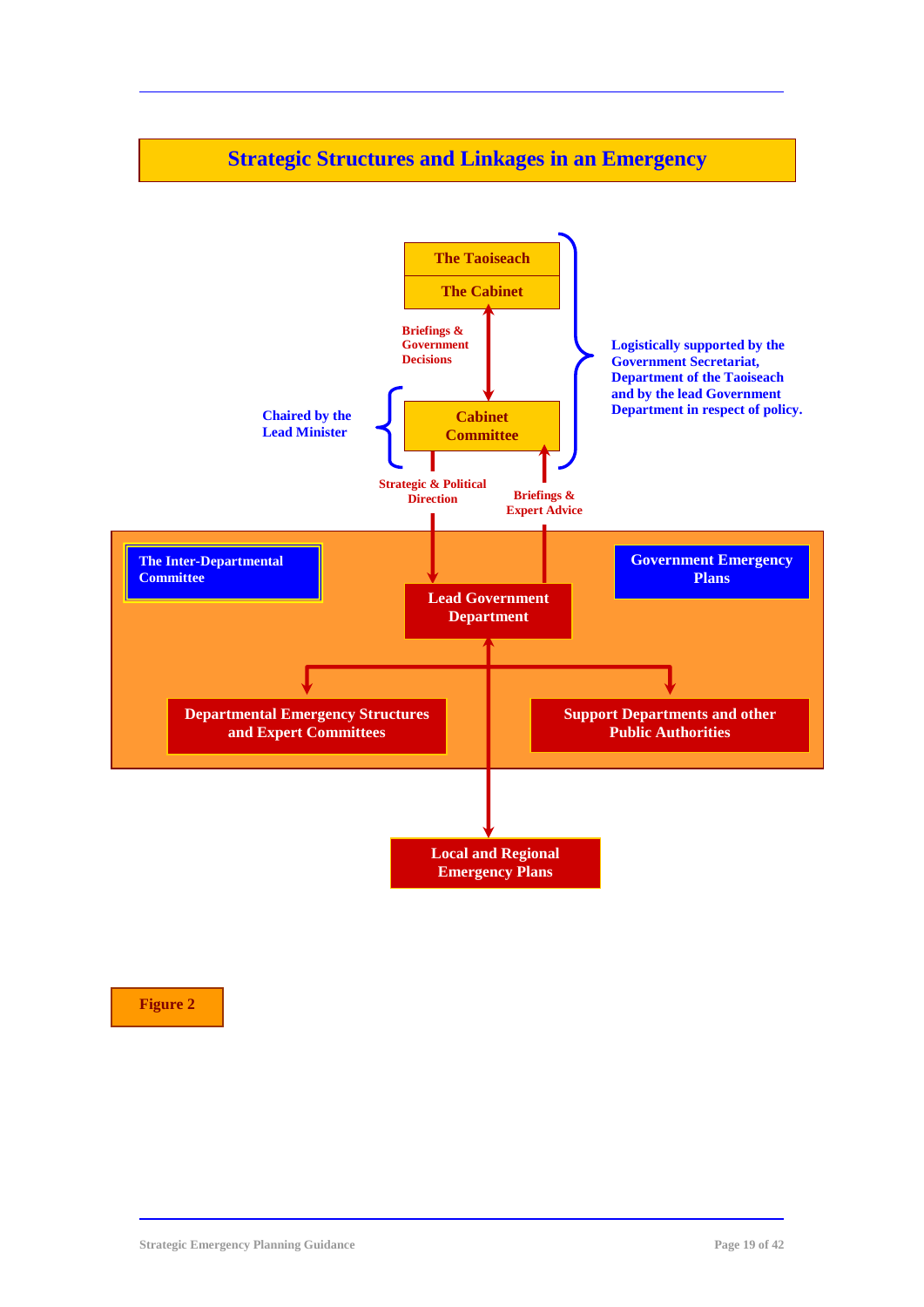## Strategic Structures and Linkages in an Emergency

**The Taoiseach**

**The Cabinet**

**Briefings & Government Decisions**

**Logistically supported by the Government Secretariat, Department of the Taoiseach and by the lead Government Department in respect of policy.**

**Chaired by the Lead Minister**

**Cabinet Committee**

**Strategic & Political Direction**

**Briefings & Expert Advice**

**The Inter-Departmental Committee**

**Government Emergency Plans**

**Lead Government Department**

**Departmental Emergency Structures and Expert Committees**

**Support Departments and other Public Authorities**

**Local and Regional Emergency Plans**

**Figure 2**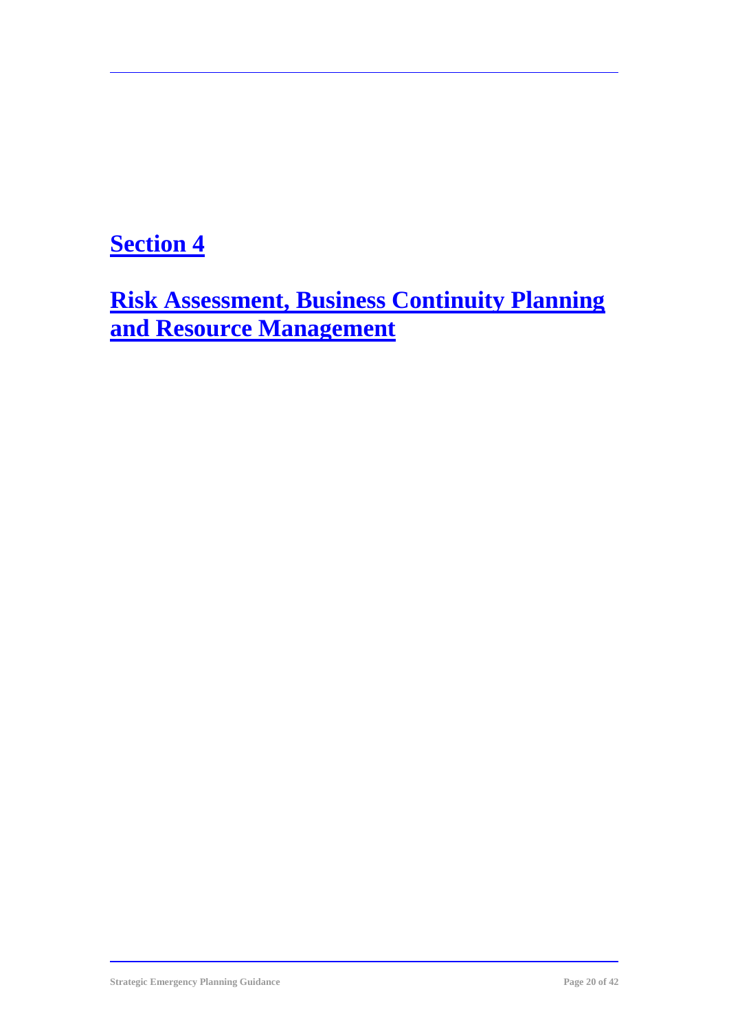# Section 4

# Risk Assessment, Business Continuity Planning and Resource Management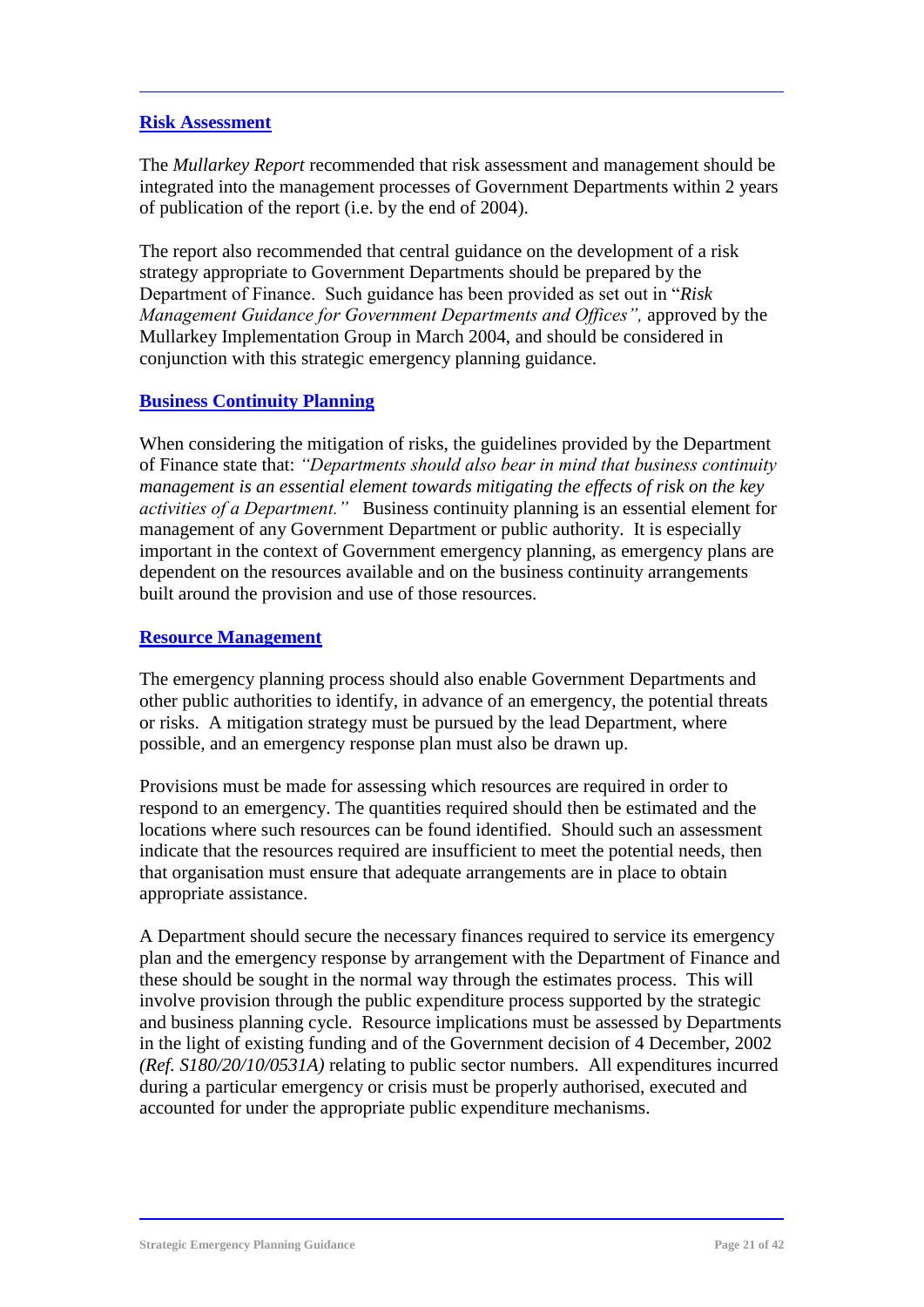## Risk Assessment

The *Mullarkey Report* recommended that risk assessment and management should be integrated into the management processes of Government Departments within 2 years of publication of the report (i.e. by the end of 2004).

The report also recommended that central guidance on the development of a risk strategy appropriate to Government Departments should be prepared by the Department of Finance. Such guidance has been provided as set out in "*Risk Management Guidance for Government Departments and Offices",* approved by the Mullarkey Implementation Group in March 2004, and should be considered in conjunction with this strategic emergency planning guidance.

## Business Continuity Planning

When considering the mitigation of risks, the guidelines provided by the Department of Finance state that: *"Departments should also bear in mind that business continuity management is an essential element towards mitigating the effects of risk on the key activities of a Department."* Business continuity planning is an essential element for management of any Government Department or public authority. It is especially important in the context of Government emergency planning, as emergency plans are dependent on the resources available and on the business continuity arrangements built around the provision and use of those resources.

## Resource Management

The emergency planning process should also enable Government Departments and other public authorities to identify, in advance of an emergency, the potential threats or risks. A mitigation strategy must be pursued by the lead Department, where possible, and an emergency response plan must also be drawn up.

Provisions must be made for assessing which resources are required in order to respond to an emergency. The quantities required should then be estimated and the locations where such resources can be found identified. Should such an assessment indicate that the resources required are insufficient to meet the potential needs, then that organisation must ensure that adequate arrangements are in place to obtain appropriate assistance.

A Department should secure the necessary finances required to service its emergency plan and the emergency response by arrangement with the Department of Finance and these should be sought in the normal way through the estimates process. This will involve provision through the public expenditure process supported by the strategic and business planning cycle. Resource implications must be assessed by Departments in the light of existing funding and of the Government decision of 4 December, 2002 *(Ref. S180/20/10/0531A)* relating to public sector numbers. All expenditures incurred during a particular emergency or crisis must be properly authorised, executed and accounted for under the appropriate public expenditure mechanisms.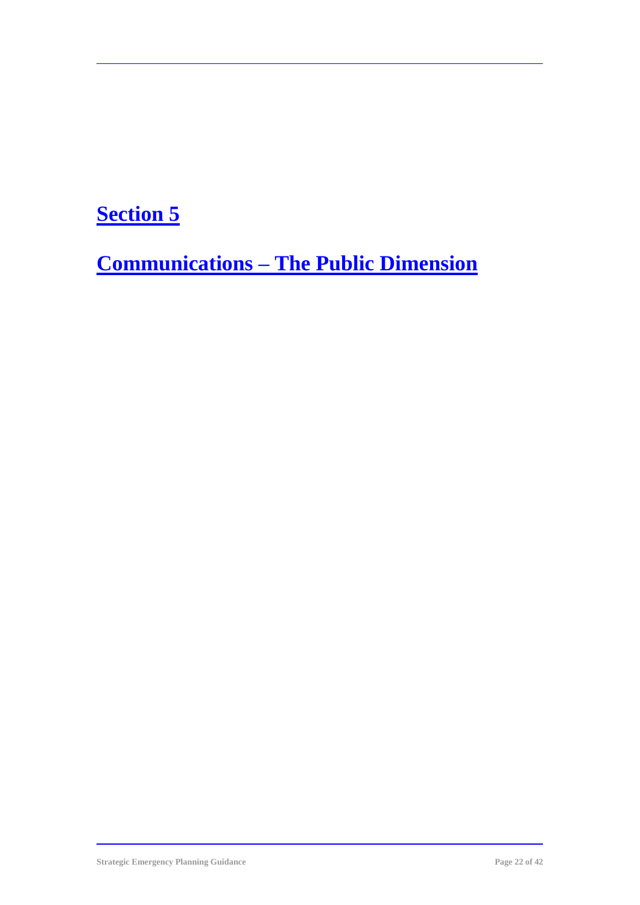# Section 5

# Communications – The Public Dimension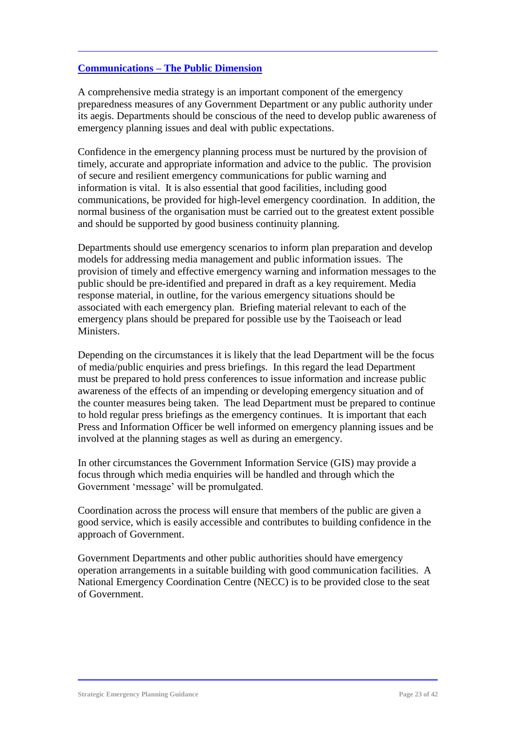## Communications – The Public Dimension

A comprehensive media strategy is an important component of the emergency preparedness measures of any Government Department or any public authority under its aegis. Departments should be conscious of the need to develop public awareness of emergency planning issues and deal with public expectations.

Confidence in the emergency planning process must be nurtured by the provision of timely, accurate and appropriate information and advice to the public. The provision of secure and resilient emergency communications for public warning and information is vital. It is also essential that good facilities, including good communications, be provided for high-level emergency coordination. In addition, the normal business of the organisation must be carried out to the greatest extent possible and should be supported by good business continuity planning.

Departments should use emergency scenarios to inform plan preparation and develop models for addressing media management and public information issues. The provision of timely and effective emergency warning and information messages to the public should be pre-identified and prepared in draft as a key requirement. Media response material, in outline, for the various emergency situations should be associated with each emergency plan. Briefing material relevant to each of the emergency plans should be prepared for possible use by the Taoiseach or lead Ministers.

Depending on the circumstances it is likely that the lead Department will be the focus of media/public enquiries and press briefings. In this regard the lead Department must be prepared to hold press conferences to issue information and increase public awareness of the effects of an impending or developing emergency situation and of the counter measures being taken. The lead Department must be prepared to continue to hold regular press briefings as the emergency continues. It is important that each Press and Information Officer be well informed on emergency planning issues and be involved at the planning stages as well as during an emergency.

In other circumstances the Government Information Service (GIS) may provide a focus through which media enquiries will be handled and through which the Government 'message' will be promulgated.

Coordination across the process will ensure that members of the public are given a good service, which is easily accessible and contributes to building confidence in the approach of Government.

Government Departments and other public authorities should have emergency operation arrangements in a suitable building with good communication facilities. A National Emergency Coordination Centre (NECC) is to be provided close to the seat of Government.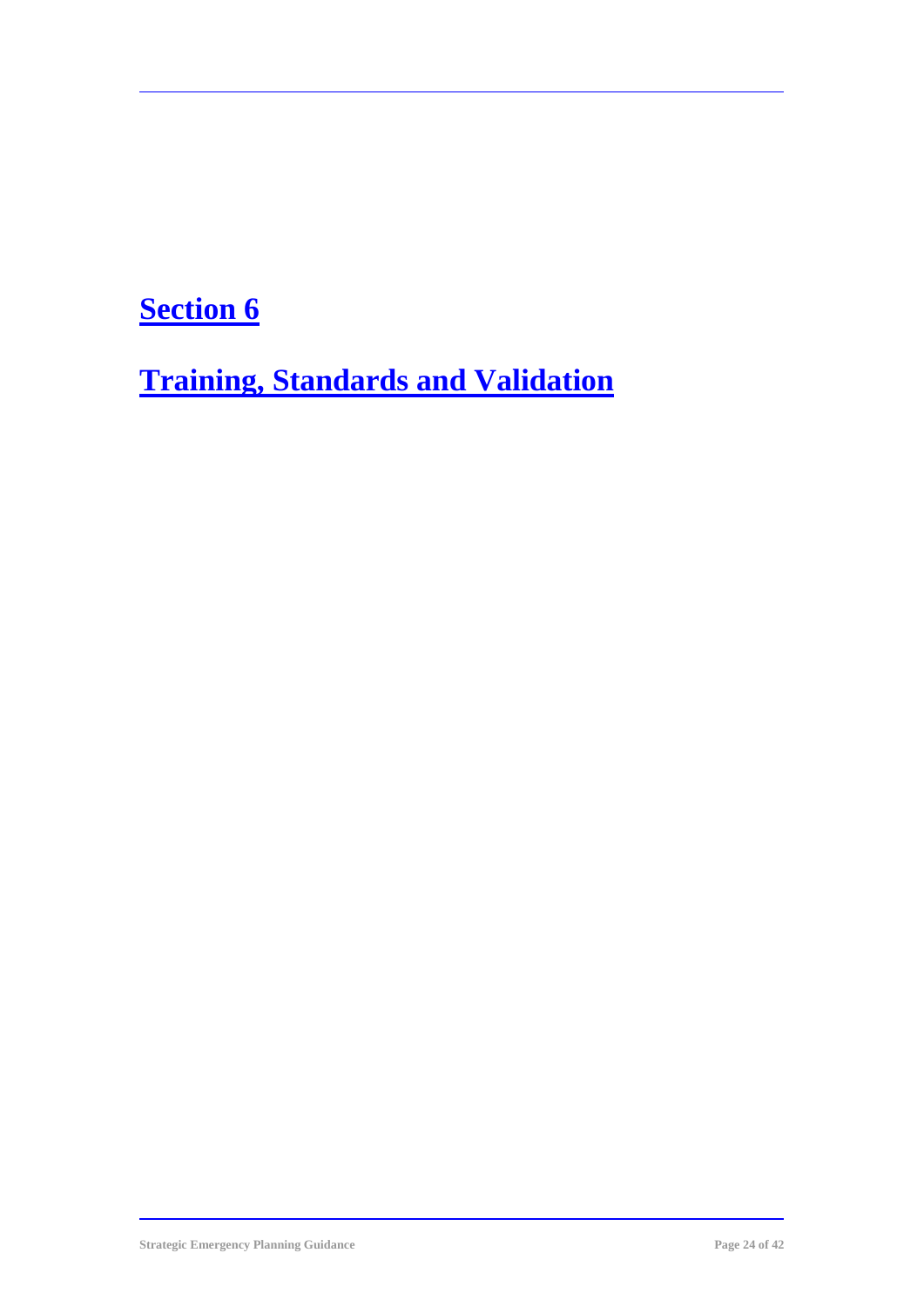# Section 6

# Training, Standards and Validation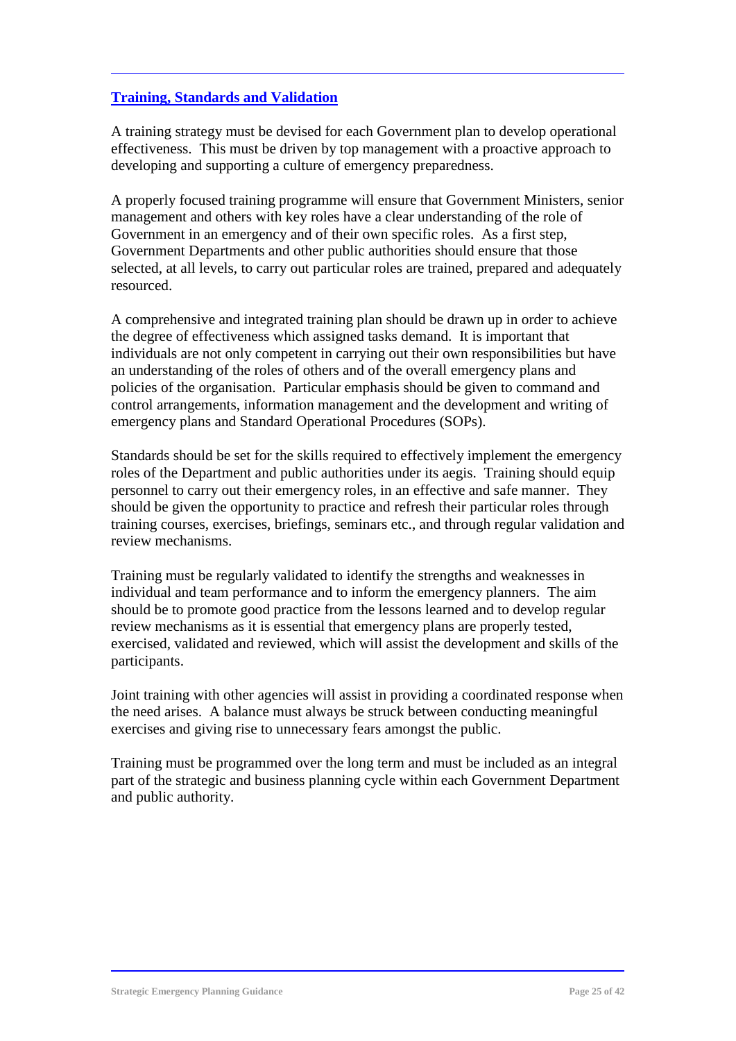## Training, Standards and Validation

A training strategy must be devised for each Government plan to develop operational effectiveness. This must be driven by top management with a proactive approach to developing and supporting a culture of emergency preparedness.

A properly focused training programme will ensure that Government Ministers, senior management and others with key roles have a clear understanding of the role of Government in an emergency and of their own specific roles. As a first step, Government Departments and other public authorities should ensure that those selected, at all levels, to carry out particular roles are trained, prepared and adequately resourced.

A comprehensive and integrated training plan should be drawn up in order to achieve the degree of effectiveness which assigned tasks demand. It is important that individuals are not only competent in carrying out their own responsibilities but have an understanding of the roles of others and of the overall emergency plans and policies of the organisation. Particular emphasis should be given to command and control arrangements, information management and the development and writing of emergency plans and Standard Operational Procedures (SOPs).

Standards should be set for the skills required to effectively implement the emergency roles of the Department and public authorities under its aegis. Training should equip personnel to carry out their emergency roles, in an effective and safe manner. They should be given the opportunity to practice and refresh their particular roles through training courses, exercises, briefings, seminars etc., and through regular validation and review mechanisms.

Training must be regularly validated to identify the strengths and weaknesses in individual and team performance and to inform the emergency planners. The aim should be to promote good practice from the lessons learned and to develop regular review mechanisms as it is essential that emergency plans are properly tested, exercised, validated and reviewed, which will assist the development and skills of the participants.

Joint training with other agencies will assist in providing a coordinated response when the need arises. A balance must always be struck between conducting meaningful exercises and giving rise to unnecessary fears amongst the public.

Training must be programmed over the long term and must be included as an integral part of the strategic and business planning cycle within each Government Department and public authority.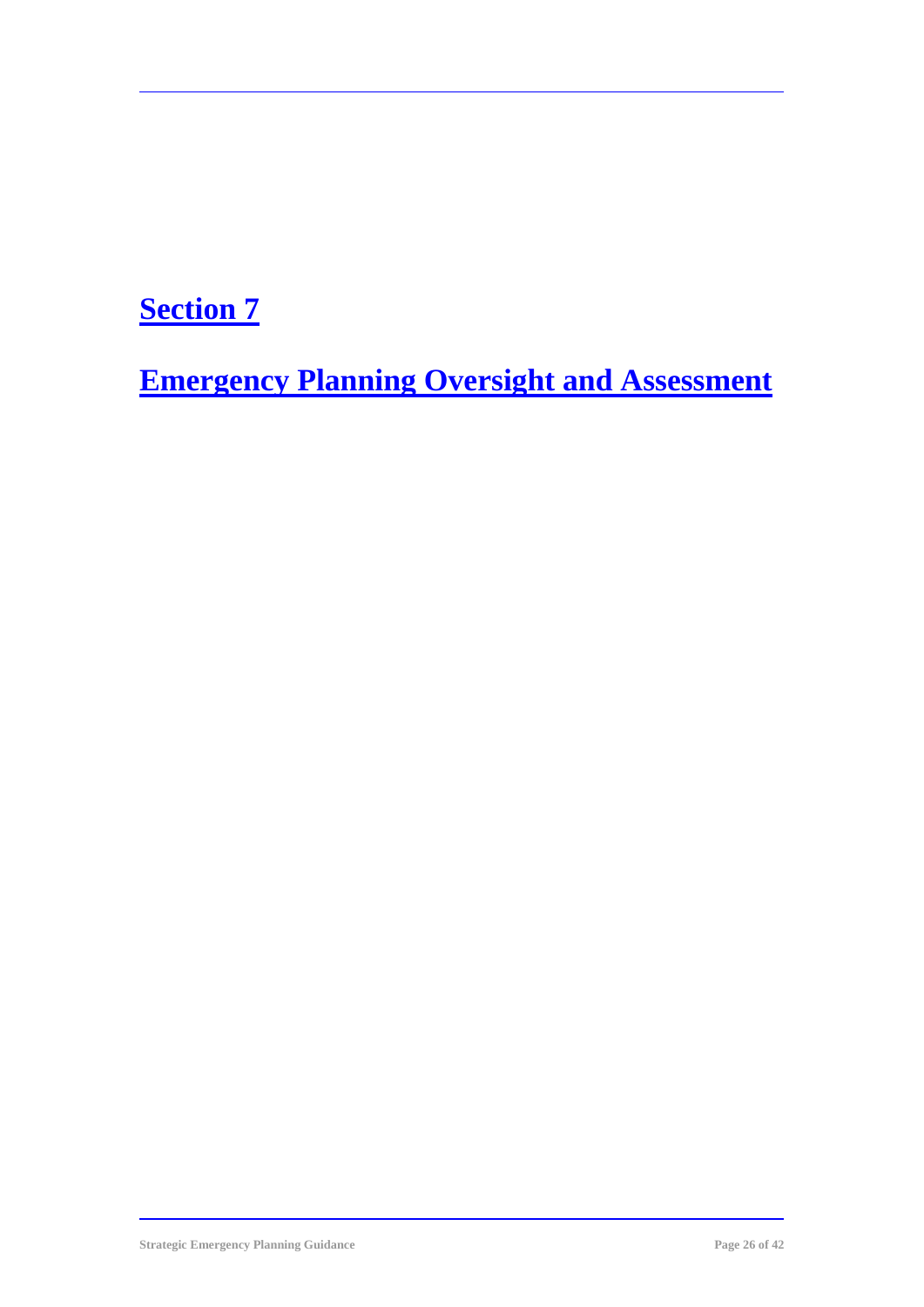# Section 7

# Emergency Planning Oversight and Assessment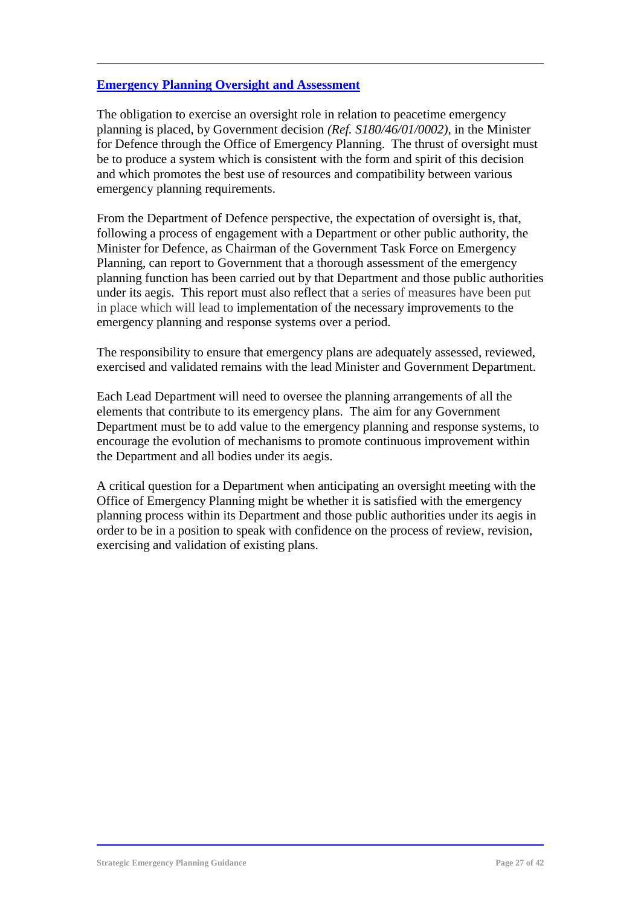## Emergency Planning Oversight and Assessment

The obligation to exercise an oversight role in relation to peacetime emergency planning is placed, by Government decision *(Ref. S180/46/01/0002)*, in the Minister for Defence through the Office of Emergency Planning. The thrust of oversight must be to produce a system which is consistent with the form and spirit of this decision and which promotes the best use of resources and compatibility between various emergency planning requirements.

From the Department of Defence perspective, the expectation of oversight is, that, following a process of engagement with a Department or other public authority, the Minister for Defence, as Chairman of the Government Task Force on Emergency Planning, can report to Government that a thorough assessment of the emergency planning function has been carried out by that Department and those public authorities under its aegis. This report must also reflect that a series of measures have been put in place which will lead to implementation of the necessary improvements to the emergency planning and response systems over a period.

The responsibility to ensure that emergency plans are adequately assessed, reviewed, exercised and validated remains with the lead Minister and Government Department.

Each Lead Department will need to oversee the planning arrangements of all the elements that contribute to its emergency plans. The aim for any Government Department must be to add value to the emergency planning and response systems, to encourage the evolution of mechanisms to promote continuous improvement within the Department and all bodies under its aegis.

A critical question for a Department when anticipating an oversight meeting with the Office of Emergency Planning might be whether it is satisfied with the emergency planning process within its Department and those public authorities under its aegis in order to be in a position to speak with confidence on the process of review, revision, exercising and validation of existing plans.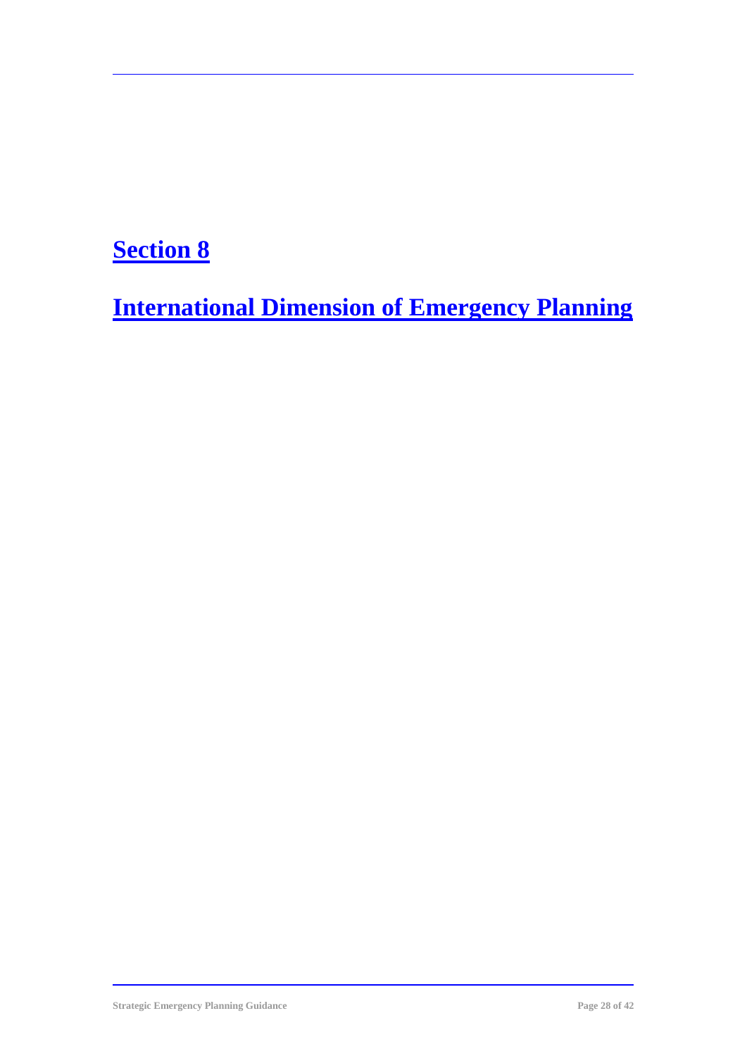# Section 8

# International Dimension of Emergency Planning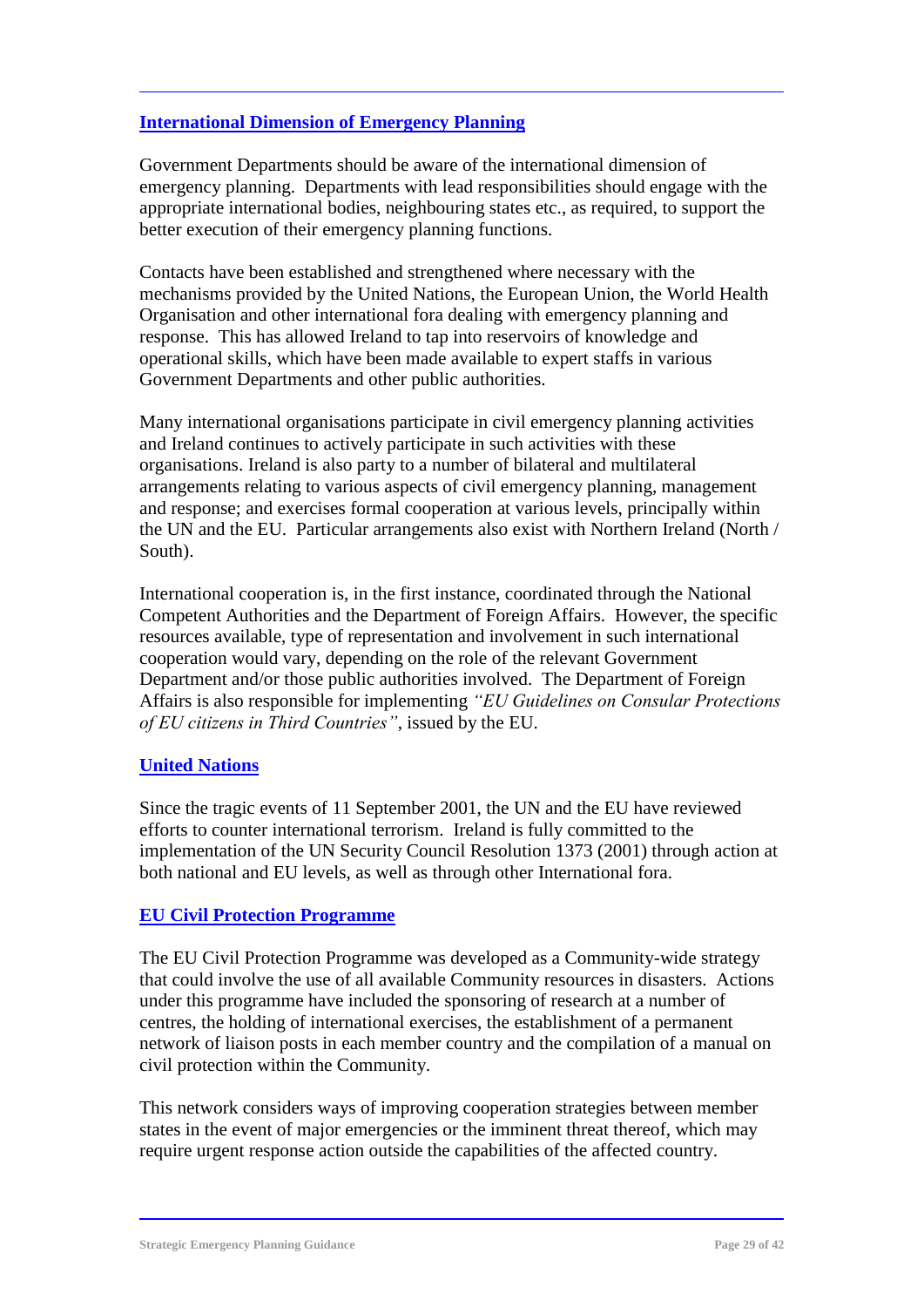## International Dimension of Emergency Planning

Government Departments should be aware of the international dimension of emergency planning. Departments with lead responsibilities should engage with the appropriate international bodies, neighbouring states etc., as required, to support the better execution of their emergency planning functions.

Contacts have been established and strengthened where necessary with the mechanisms provided by the United Nations, the European Union, the World Health Organisation and other international fora dealing with emergency planning and response. This has allowed Ireland to tap into reservoirs of knowledge and operational skills, which have been made available to expert staffs in various Government Departments and other public authorities.

Many international organisations participate in civil emergency planning activities and Ireland continues to actively participate in such activities with these organisations. Ireland is also party to a number of bilateral and multilateral arrangements relating to various aspects of civil emergency planning, management and response; and exercises formal cooperation at various levels, principally within the UN and the EU. Particular arrangements also exist with Northern Ireland (North / South).

International cooperation is, in the first instance, coordinated through the National Competent Authorities and the Department of Foreign Affairs. However, the specific resources available, type of representation and involvement in such international cooperation would vary, depending on the role of the relevant Government Department and/or those public authorities involved. The Department of Foreign Affairs is also responsible for implementing *"EU Guidelines on Consular Protections of EU citizens in Third Countries"*, issued by the EU.

## United Nations

Since the tragic events of 11 September 2001, the UN and the EU have reviewed efforts to counter international terrorism. Ireland is fully committed to the implementation of the UN Security Council Resolution 1373 (2001) through action at both national and EU levels, as well as through other International fora.

## EU Civil Protection Programme

The EU Civil Protection Programme was developed as a Community-wide strategy that could involve the use of all available Community resources in disasters. Actions under this programme have included the sponsoring of research at a number of centres, the holding of international exercises, the establishment of a permanent network of liaison posts in each member country and the compilation of a manual on civil protection within the Community.

This network considers ways of improving cooperation strategies between member states in the event of major emergencies or the imminent threat thereof, which may require urgent response action outside the capabilities of the affected country.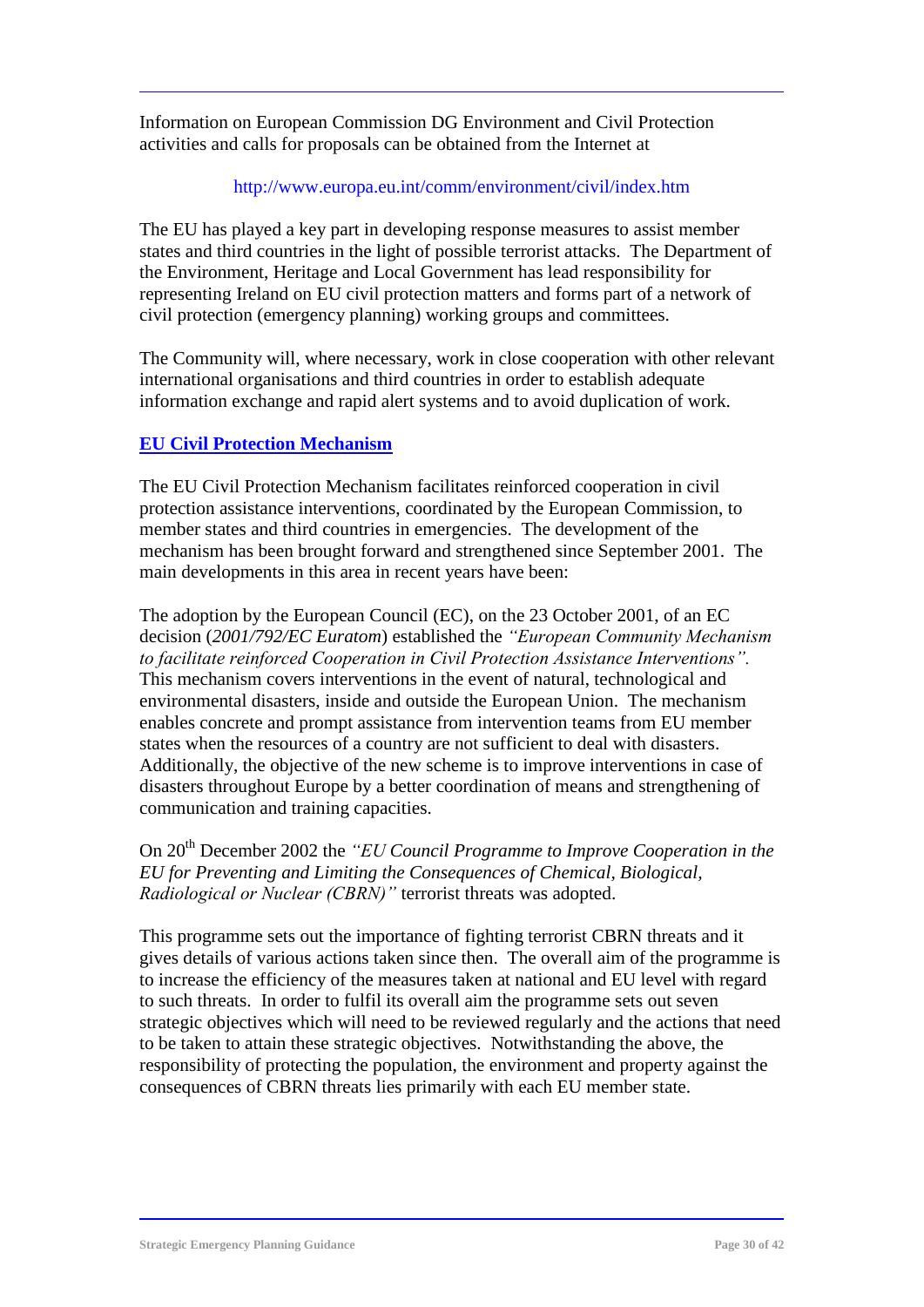Information on European Commission DG Environment and Civil Protection activities and calls for proposals can be obtained from the Internet at

http://www.europa.eu.int/comm/environment/civil/index.htm

The EU has played a key part in developing response measures to assist member states and third countries in the light of possible terrorist attacks. The Department of the Environment, Heritage and Local Government has lead responsibility for representing Ireland on EU civil protection matters and forms part of a network of civil protection (emergency planning) working groups and committees.

The Community will, where necessary, work in close cooperation with other relevant international organisations and third countries in order to establish adequate information exchange and rapid alert systems and to avoid duplication of work.

## EU Civil Protection Mechanism

The EU Civil Protection Mechanism facilitates reinforced cooperation in civil protection assistance interventions, coordinated by the European Commission, to member states and third countries in emergencies. The development of the mechanism has been brought forward and strengthened since September 2001. The main developments in this area in recent years have been:

The adoption by the European Council (EC), on the 23 October 2001, of an EC decision (*2001/792/EC Euratom*) established the *"European Community Mechanism to facilitate reinforced Cooperation in Civil Protection Assistance Interventions".* This mechanism covers interventions in the event of natural, technological and environmental disasters, inside and outside the European Union. The mechanism enables concrete and prompt assistance from intervention teams from EU member states when the resources of a country are not sufficient to deal with disasters. Additionally, the objective of the new scheme is to improve interventions in case of disasters throughout Europe by a better coordination of means and strengthening of communication and training capacities.

On 20th December 2002 the *"EU Council Programme to Improve Cooperation in the EU for Preventing and Limiting the Consequences of Chemical, Biological, Radiological or Nuclear (CBRN)"* terrorist threats was adopted.

This programme sets out the importance of fighting terrorist CBRN threats and it gives details of various actions taken since then. The overall aim of the programme is to increase the efficiency of the measures taken at national and EU level with regard to such threats. In order to fulfil its overall aim the programme sets out seven strategic objectives which will need to be reviewed regularly and the actions that need to be taken to attain these strategic objectives. Notwithstanding the above, the responsibility of protecting the population, the environment and property against the consequences of CBRN threats lies primarily with each EU member state.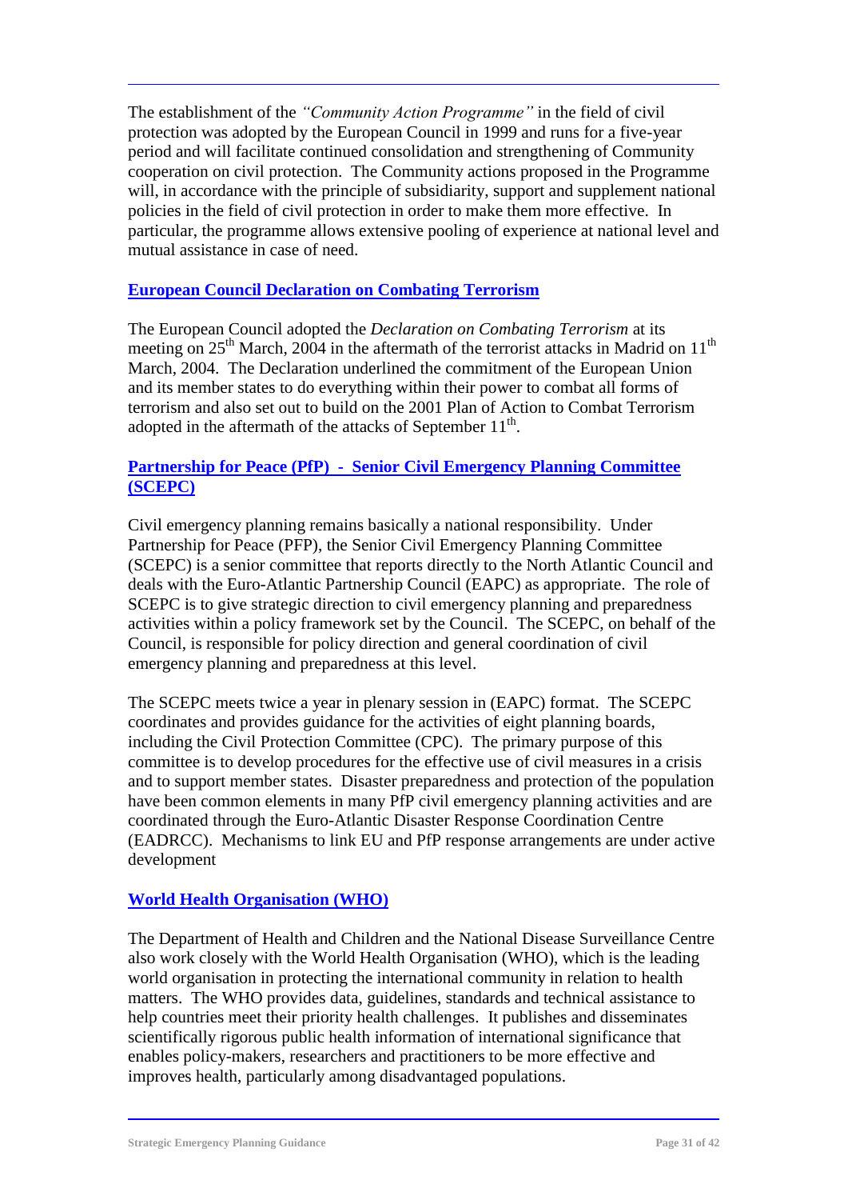The establishment of the *"Community Action Programme"* in the field of civil protection was adopted by the European Council in 1999 and runs for a five-year period and will facilitate continued consolidation and strengthening of Community cooperation on civil protection. The Community actions proposed in the Programme will, in accordance with the principle of subsidiarity, support and supplement national policies in the field of civil protection in order to make them more effective. In particular, the programme allows extensive pooling of experience at national level and mutual assistance in case of need.

## European Council Declaration on Combating Terrorism

The European Council adopted the *Declaration on Combating Terrorism* at its meeting on 25th March, 2004 in the aftermath of the terrorist attacks in Madrid on 11th March, 2004. The Declaration underlined the commitment of the European Union and its member states to do everything within their power to combat all forms of terrorism and also set out to build on the 2001 Plan of Action to Combat Terrorism adopted in the aftermath of the attacks of September 11th.

## Partnership for Peace (PfP) - Senior Civil Emergency Planning Committee (SCEPC)

Civil emergency planning remains basically a national responsibility. Under Partnership for Peace (PFP), the Senior Civil Emergency Planning Committee (SCEPC) is a senior committee that reports directly to the North Atlantic Council and deals with the Euro-Atlantic Partnership Council (EAPC) as appropriate. The role of SCEPC is to give strategic direction to civil emergency planning and preparedness activities within a policy framework set by the Council. The SCEPC, on behalf of the Council, is responsible for policy direction and general coordination of civil emergency planning and preparedness at this level.

The SCEPC meets twice a year in plenary session in (EAPC) format. The SCEPC coordinates and provides guidance for the activities of eight planning boards, including the Civil Protection Committee (CPC). The primary purpose of this committee is to develop procedures for the effective use of civil measures in a crisis and to support member states. Disaster preparedness and protection of the population have been common elements in many PfP civil emergency planning activities and are coordinated through the Euro-Atlantic Disaster Response Coordination Centre (EADRCC). Mechanisms to link EU and PfP response arrangements are under active development

## World Health Organisation (WHO)

The Department of Health and Children and the National Disease Surveillance Centre also work closely with the World Health Organisation (WHO), which is the leading world organisation in protecting the international community in relation to health matters. The WHO provides data, guidelines, standards and technical assistance to help countries meet their priority health challenges. It publishes and disseminates scientifically rigorous public health information of international significance that enables policy-makers, researchers and practitioners to be more effective and improves health, particularly among disadvantaged populations.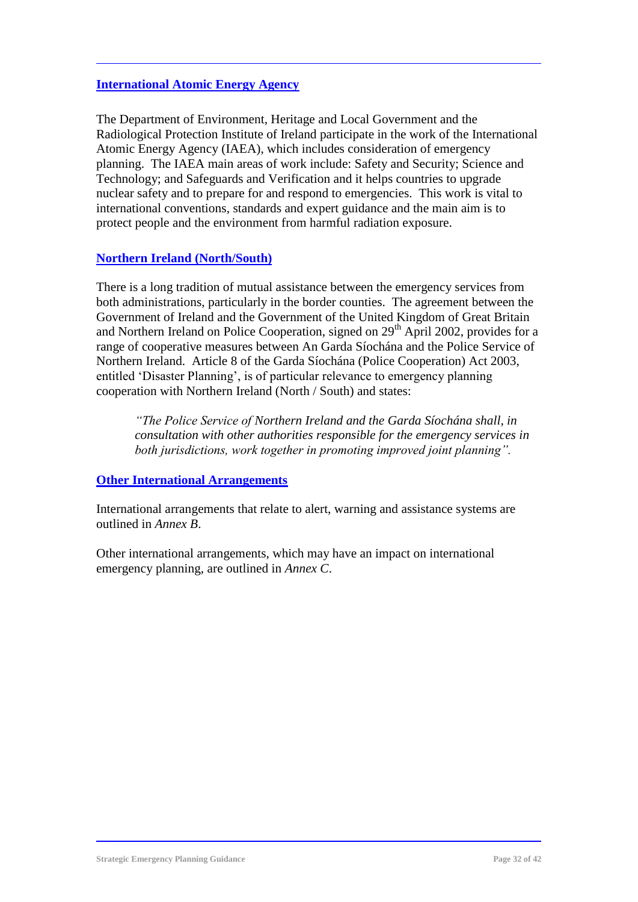### International Atomic Energy Agency

The Department of Environment, Heritage and Local Government and the Radiological Protection Institute of Ireland participate in the work of the International Atomic Energy Agency (IAEA), which includes consideration of emergency planning. The IAEA main areas of work include: Safety and Security; Science and Technology; and Safeguards and Verification and it helps countries to upgrade nuclear safety and to prepare for and respond to emergencies. This work is vital to international conventions, standards and expert guidance and the main aim is to protect people and the environment from harmful radiation exposure.

### Northern Ireland (North/South)

There is a long tradition of mutual assistance between the emergency services from both administrations, particularly in the border counties. The agreement between the Government of Ireland and the Government of the United Kingdom of Great Britain and Northern Ireland on Police Cooperation, signed on 29th April 2002, provides for a range of cooperative measures between An Garda Síochána and the Police Service of Northern Ireland. Article 8 of the Garda Síochána (Police Cooperation) Act 2003, entitled 'Disaster Planning', is of particular relevance to emergency planning cooperation with Northern Ireland (North / South) and states:

> *"The Police Service of Northern Ireland and the Garda Síochána shall, in consultation with other authorities responsible for the emergency services in both jurisdictions, work together in promoting improved joint planning".*

### Other International Arrangements

International arrangements that relate to alert, warning and assistance systems are outlined in *Annex B*.

Other international arrangements, which may have an impact on international emergency planning, are outlined in *Annex C*.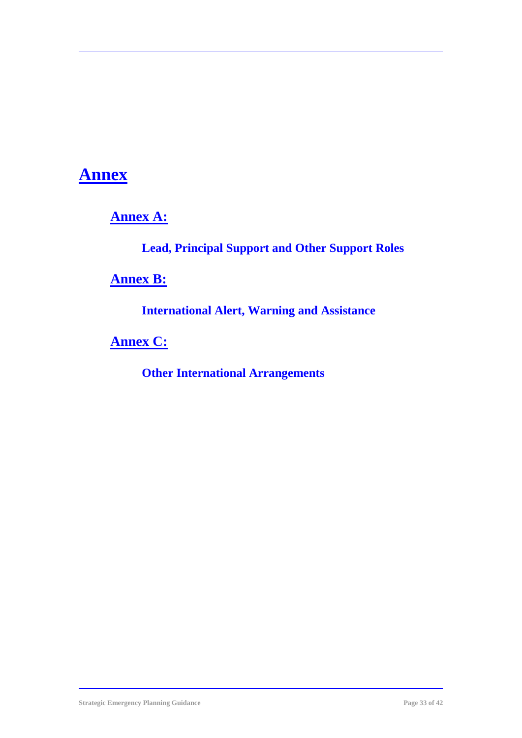# Annex

## Annex A:

### Lead, Principal Support and Other Support Roles

## Annex B:

### International Alert, Warning and Assistance

## Annex C:

### Other International Arrangements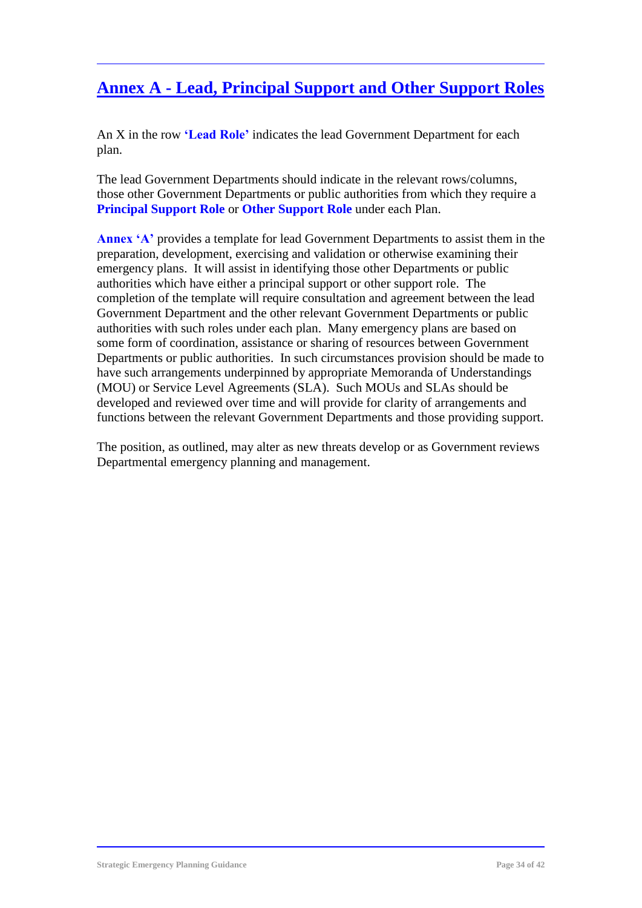## Annex A - Lead, Principal Support and Other Support Roles

An X in the row **'Lead Role'** indicates the lead Government Department for each plan.

The lead Government Departments should indicate in the relevant rows/columns, those other Government Departments or public authorities from which they require a **Principal Support Role** or **Other Support Role** under each Plan.

**Annex 'A'** provides a template for lead Government Departments to assist them in the preparation, development, exercising and validation or otherwise examining their emergency plans. It will assist in identifying those other Departments or public authorities which have either a principal support or other support role. The completion of the template will require consultation and agreement between the lead Government Department and the other relevant Government Departments or public authorities with such roles under each plan. Many emergency plans are based on some form of coordination, assistance or sharing of resources between Government Departments or public authorities. In such circumstances provision should be made to have such arrangements underpinned by appropriate Memoranda of Understandings (MOU) or Service Level Agreements (SLA). Such MOUs and SLAs should be developed and reviewed over time and will provide for clarity of arrangements and functions between the relevant Government Departments and those providing support.

The position, as outlined, may alter as new threats develop or as Government reviews Departmental emergency planning and management.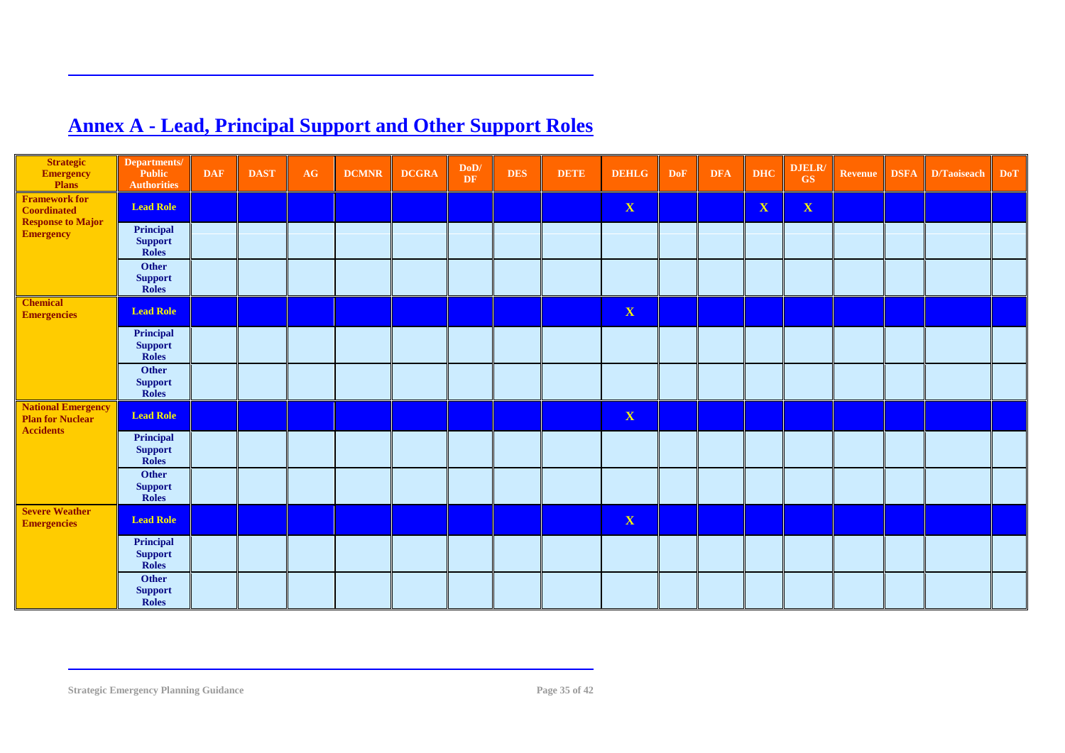## Annex A - Lead, Principal Support and Other Support Roles

| Strategic Emergency Plans | Departments/ Public Authorities | DAF | DAST | AG | DCMNR | DCGRA | DoD/ DF | DES | DETE | DEHLG | DoF | DFA | DHC | DJELR/ GS | Revenue | DSFA | D/Taoiseach | DoT |
|---|---|---|---|---|---|---|---|---|---|---|---|---|---|---|---|---|---|---|
| Framework for Coordinated Response to Major Emergency | Lead Role | | | | | | | | | X | | | X | X | | | | |
| | Principal Support Roles | | | | | | | | | | | | | | | | | |
| | Other Support Roles | | | | | | | | | | | | | | | | | |
| Chemical Emergencies | Lead Role | | | | | | | | | X | | | | | | | | |
| | Principal Support Roles | | | | | | | | | | | | | | | | | |
| | Other Support Roles | | | | | | | | | | | | | | | | | |
| National Emergency Plan for Nuclear Accidents | Lead Role | | | | | | | | | X | | | | | | | | |
| | Principal Support Roles | | | | | | | | | | | | | | | | | |
| | Other Support Roles | | | | | | | | | | | | | | | | | |
| Severe Weather Emergencies | Lead Role | | | | | | | | | X | | | | | | | | |
| | Principal Support Roles | | | | | | | | | | | | | | | | | |
| | Other Support Roles | | | | | | | | | | | | | | | | | |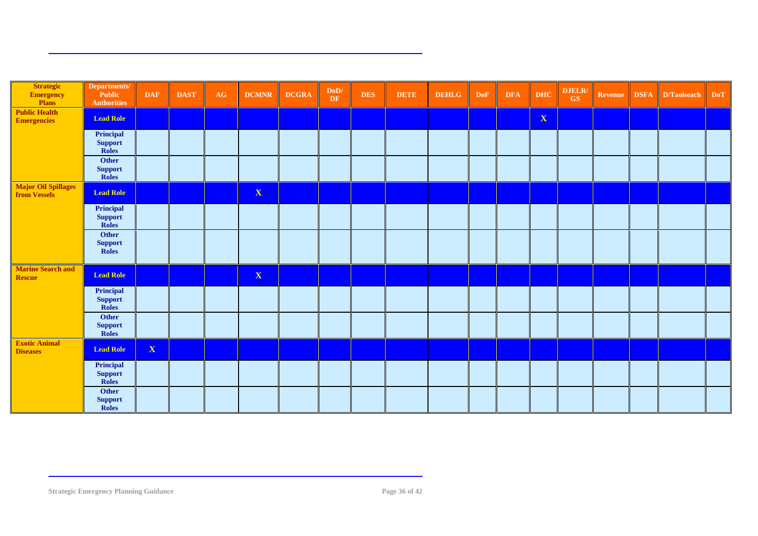| Strategic Emergency Plans | Departments/ Public Authorities | DAF | DAST | AG | DCMNR | DCGRA | DoD/ DF | DES | DETE | DEHLG | DoF | DFA | DHC | DJELR/ GS | Revenue | DSFA | D/Taoiseach | DoT |
|---|---|---|---|---|---|---|---|---|---|---|---|---|---|---|---|---|---|---|
| Public Health Emergencies | Lead Role | | | | | | | | | | | | X | | | | | |
| | Principal Support Roles | | | | | | | | | | | | | | | | | |
| | Other Support Roles | | | | | | | | | | | | | | | | | |
| Major Oil Spillages from Vessels | Lead Role | | | | X | | | | | | | | | | | | | |
| | Principal Support Roles | | | | | | | | | | | | | | | | | |
| | Other Support Roles | | | | | | | | | | | | | | | | | |
| Marine Search and Rescue | Lead Role | | | | X | | | | | | | | | | | | | |
| | Principal Support Roles | | | | | | | | | | | | | | | | | |
| | Other Support Roles | | | | | | | | | | | | | | | | | |
| Exotic Animal Diseases | Lead Role | X | | | | | | | | | | | | | | | | |
| | Principal Support Roles | | | | | | | | | | | | | | | | | |
| | Other Support Roles | | | | | | | | | | | | | | | | | |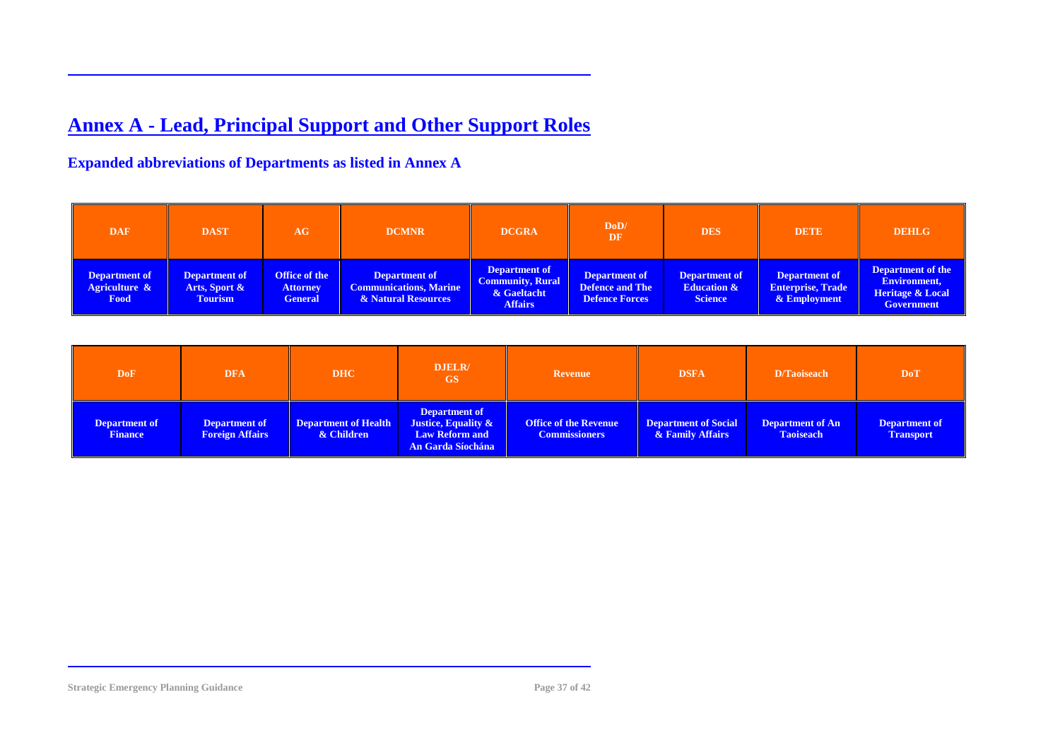# Annex A - Lead, Principal Support and Other Support Roles

### Expanded abbreviations of Departments as listed in Annex A

| DAF | DAST | AG | DCMNR | DCGRA | DoD/ DF | DES | DETE | DEHLG |
|---|---|---|---|---|---|---|---|---|
| Department of Agriculture & Food | Department of Arts, Sport & Tourism | Office of the Attorney General | Department of Communications, Marine & Natural Resources | Department of Community, Rural & Gaeltacht Affairs | Department of Defence and The Defence Forces | Department of Education & Science | Department of Enterprise, Trade & Employment | Department of the Environment, Heritage & Local Government |

| DoF | DFA | DHC | DJELR/ GS | Revenue | DSFA | D/Taoiseach | DoT |
|---|---|---|---|---|---|---|---|
| Department of Finance | Department of Foreign Affairs | Department of Health & Children | Department of Justice, Equality & Law Reform and An Garda Síochána | Office of the Revenue Commissioners | Department of Social & Family Affairs | Department of An Taoiseach | Department of Transport |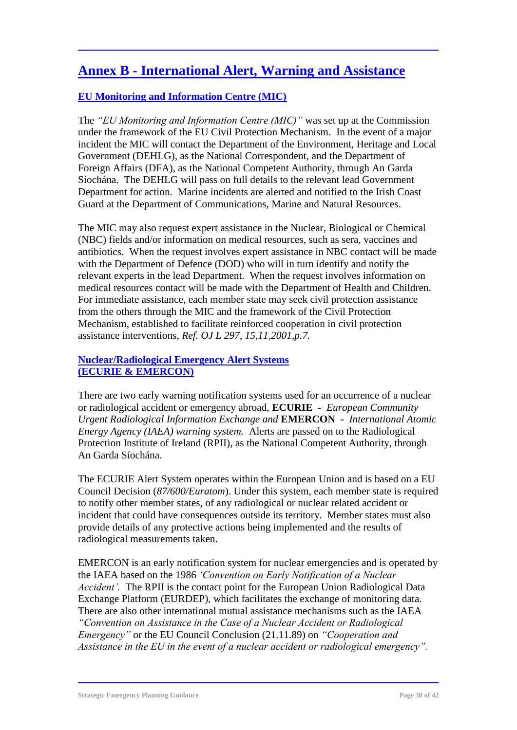# Annex B - International Alert, Warning and Assistance

## EU Monitoring and Information Centre (MIC)

The *"EU Monitoring and Information Centre (MIC)"* was set up at the Commission under the framework of the EU Civil Protection Mechanism. In the event of a major incident the MIC will contact the Department of the Environment, Heritage and Local Government (DEHLG), as the National Correspondent, and the Department of Foreign Affairs (DFA), as the National Competent Authority, through An Garda Síochána. The DEHLG will pass on full details to the relevant lead Government Department for action. Marine incidents are alerted and notified to the Irish Coast Guard at the Department of Communications, Marine and Natural Resources.

The MIC may also request expert assistance in the Nuclear, Biological or Chemical (NBC) fields and/or information on medical resources, such as sera, vaccines and antibiotics. When the request involves expert assistance in NBC contact will be made with the Department of Defence (DOD) who will in turn identify and notify the relevant experts in the lead Department. When the request involves information on medical resources contact will be made with the Department of Health and Children. For immediate assistance, each member state may seek civil protection assistance from the others through the MIC and the framework of the Civil Protection Mechanism, established to facilitate reinforced cooperation in civil protection assistance interventions, *Ref. OJ L 297, 15,11,2001,p.7.*

## Nuclear/Radiological Emergency Alert Systems (ECURIE & EMERCON)

There are two early warning notification systems used for an occurrence of a nuclear or radiological accident or emergency abroad, **ECURIE** - *European Community Urgent Radiological Information Exchange and* **EMERCON** - *International Atomic Energy Agency (IAEA) warning system.* Alerts are passed on to the Radiological Protection Institute of Ireland (RPII), as the National Competent Authority, through An Garda Síochána.

The ECURIE Alert System operates within the European Union and is based on a EU Council Decision (*87/600/Euratom*). Under this system, each member state is required to notify other member states, of any radiological or nuclear related accident or incident that could have consequences outside its territory. Member states must also provide details of any protective actions being implemented and the results of radiological measurements taken.

EMERCON is an early notification system for nuclear emergencies and is operated by the IAEA based on the 1986 *'Convention on Early Notification of a Nuclear Accident'.* The RPII is the contact point for the European Union Radiological Data Exchange Platform (EURDEP), which facilitates the exchange of monitoring data. There are also other international mutual assistance mechanisms such as the IAEA *"Convention on Assistance in the Case of a Nuclear Accident or Radiological Emergency"* or the EU Council Conclusion (21.11.89) on *"Cooperation and Assistance in the EU in the event of a nuclear accident or radiological emergency".*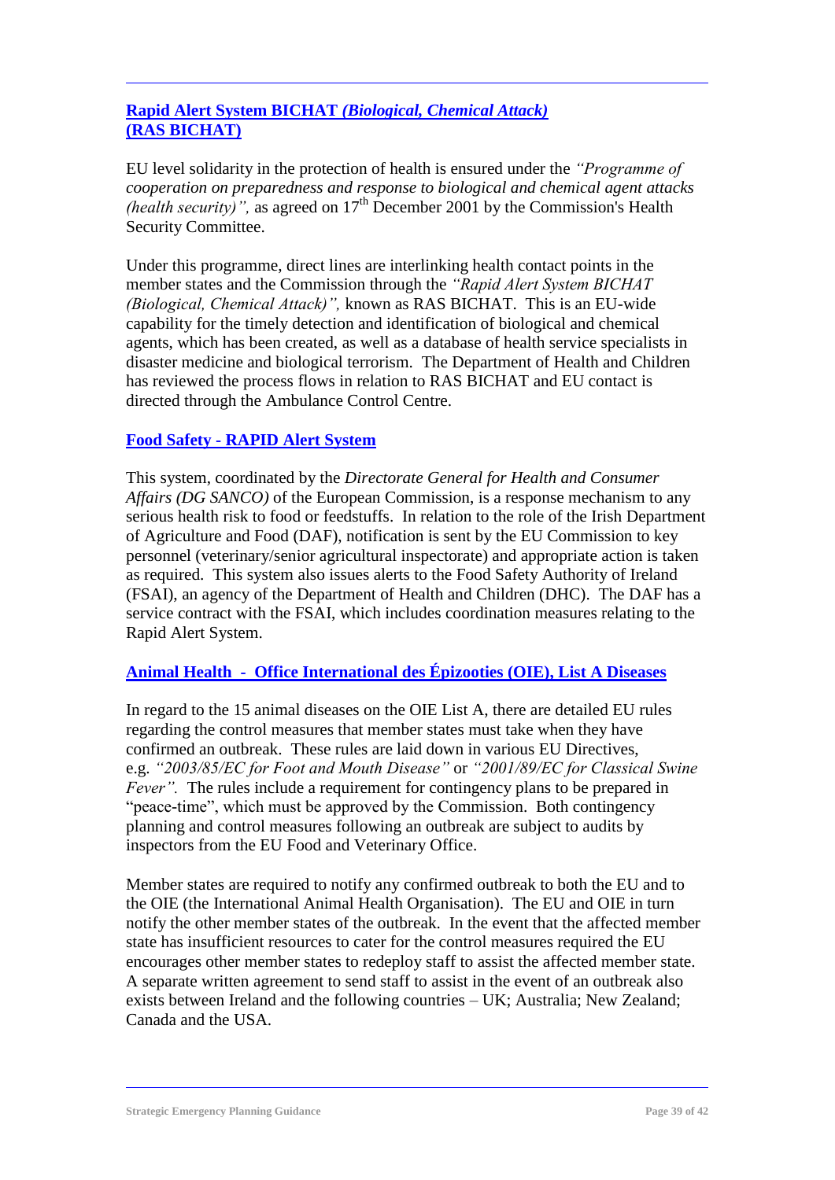## Rapid Alert System BICHAT *(Biological, Chemical Attack)* (RAS BICHAT)

EU level solidarity in the protection of health is ensured under the *"Programme of cooperation on preparedness and response to biological and chemical agent attacks (health security)",* as agreed on 17th December 2001 by the Commission's Health Security Committee.

Under this programme, direct lines are interlinking health contact points in the member states and the Commission through the *"Rapid Alert System BICHAT (Biological, Chemical Attack)",* known as RAS BICHAT. This is an EU-wide capability for the timely detection and identification of biological and chemical agents, which has been created, as well as a database of health service specialists in disaster medicine and biological terrorism. The Department of Health and Children has reviewed the process flows in relation to RAS BICHAT and EU contact is directed through the Ambulance Control Centre.

## Food Safety - RAPID Alert System

This system, coordinated by the *Directorate General for Health and Consumer Affairs (DG SANCO)* of the European Commission, is a response mechanism to any serious health risk to food or feedstuffs. In relation to the role of the Irish Department of Agriculture and Food (DAF), notification is sent by the EU Commission to key personnel (veterinary/senior agricultural inspectorate) and appropriate action is taken as required. This system also issues alerts to the Food Safety Authority of Ireland (FSAI), an agency of the Department of Health and Children (DHC). The DAF has a service contract with the FSAI, which includes coordination measures relating to the Rapid Alert System.

## Animal Health - Office International des Épizooties (OIE), List A Diseases

In regard to the 15 animal diseases on the OIE List A, there are detailed EU rules regarding the control measures that member states must take when they have confirmed an outbreak. These rules are laid down in various EU Directives, e.g. *"2003/85/EC for Foot and Mouth Disease"* or *"2001/89/EC for Classical Swine Fever".* The rules include a requirement for contingency plans to be prepared in "peace-time", which must be approved by the Commission. Both contingency planning and control measures following an outbreak are subject to audits by inspectors from the EU Food and Veterinary Office.

Member states are required to notify any confirmed outbreak to both the EU and to the OIE (the International Animal Health Organisation). The EU and OIE in turn notify the other member states of the outbreak. In the event that the affected member state has insufficient resources to cater for the control measures required the EU encourages other member states to redeploy staff to assist the affected member state. A separate written agreement to send staff to assist in the event of an outbreak also exists between Ireland and the following countries – UK; Australia; New Zealand; Canada and the USA.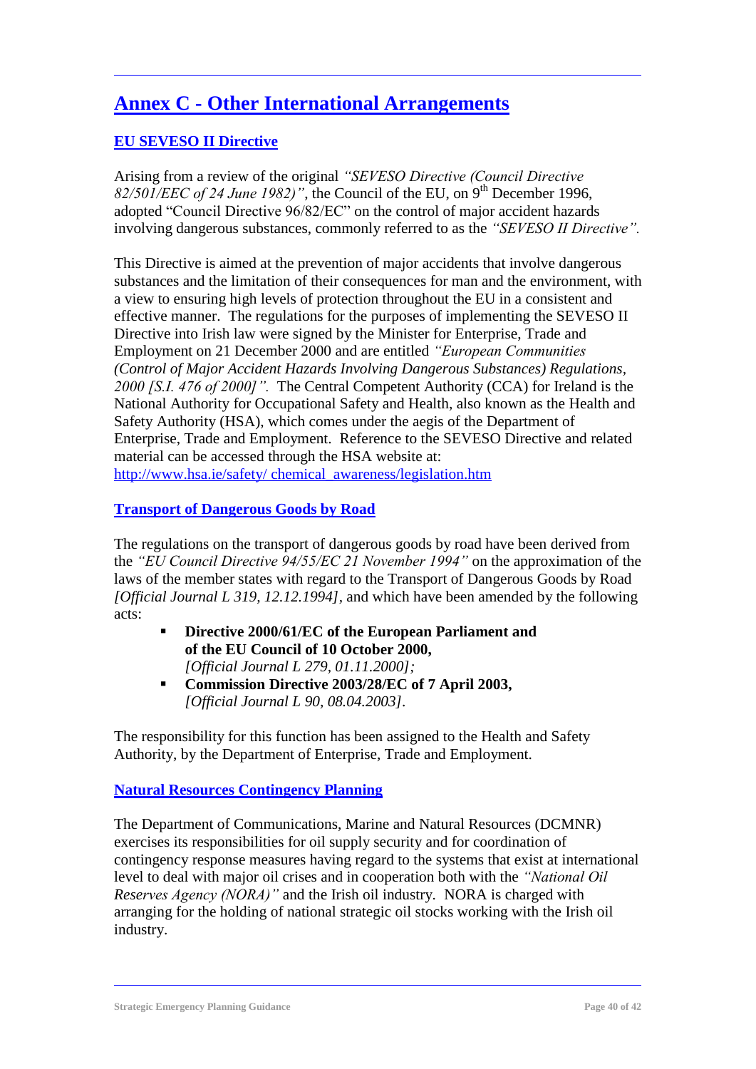# Annex C - Other International Arrangements

## EU SEVESO II Directive

Arising from a review of the original *"SEVESO Directive (Council Directive 82/501/EEC of 24 June 1982)"*, the Council of the EU, on 9th December 1996, adopted "Council Directive 96/82/EC" on the control of major accident hazards involving dangerous substances, commonly referred to as the *"SEVESO II Directive".*

This Directive is aimed at the prevention of major accidents that involve dangerous substances and the limitation of their consequences for man and the environment, with a view to ensuring high levels of protection throughout the EU in a consistent and effective manner. The regulations for the purposes of implementing the SEVESO II Directive into Irish law were signed by the Minister for Enterprise, Trade and Employment on 21 December 2000 and are entitled *"European Communities (Control of Major Accident Hazards Involving Dangerous Substances) Regulations, 2000 [S.I. 476 of 2000]".* The Central Competent Authority (CCA) for Ireland is the National Authority for Occupational Safety and Health, also known as the Health and Safety Authority (HSA), which comes under the aegis of the Department of Enterprise, Trade and Employment. Reference to the SEVESO Directive and related material can be accessed through the HSA website at: http://www.hsa.ie/safety/ chemical_awareness/legislation.htm

## Transport of Dangerous Goods by Road

The regulations on the transport of dangerous goods by road have been derived from the *"EU Council Directive 94/55/EC 21 November 1994"* on the approximation of the laws of the member states with regard to the Transport of Dangerous Goods by Road *[Official Journal L 319, 12.12.1994]*, and which have been amended by the following acts:

- **Directive 2000/61/EC of the European Parliament and of the EU Council of 10 October 2000,** *[Official Journal L 279, 01.11.2000];*
- **Commission Directive 2003/28/EC of 7 April 2003,** *[Official Journal L 90, 08.04.2003].*

The responsibility for this function has been assigned to the Health and Safety Authority, by the Department of Enterprise, Trade and Employment.

## Natural Resources Contingency Planning

The Department of Communications, Marine and Natural Resources (DCMNR) exercises its responsibilities for oil supply security and for coordination of contingency response measures having regard to the systems that exist at international level to deal with major oil crises and in cooperation both with the *"National Oil Reserves Agency (NORA)"* and the Irish oil industry. NORA is charged with arranging for the holding of national strategic oil stocks working with the Irish oil industry.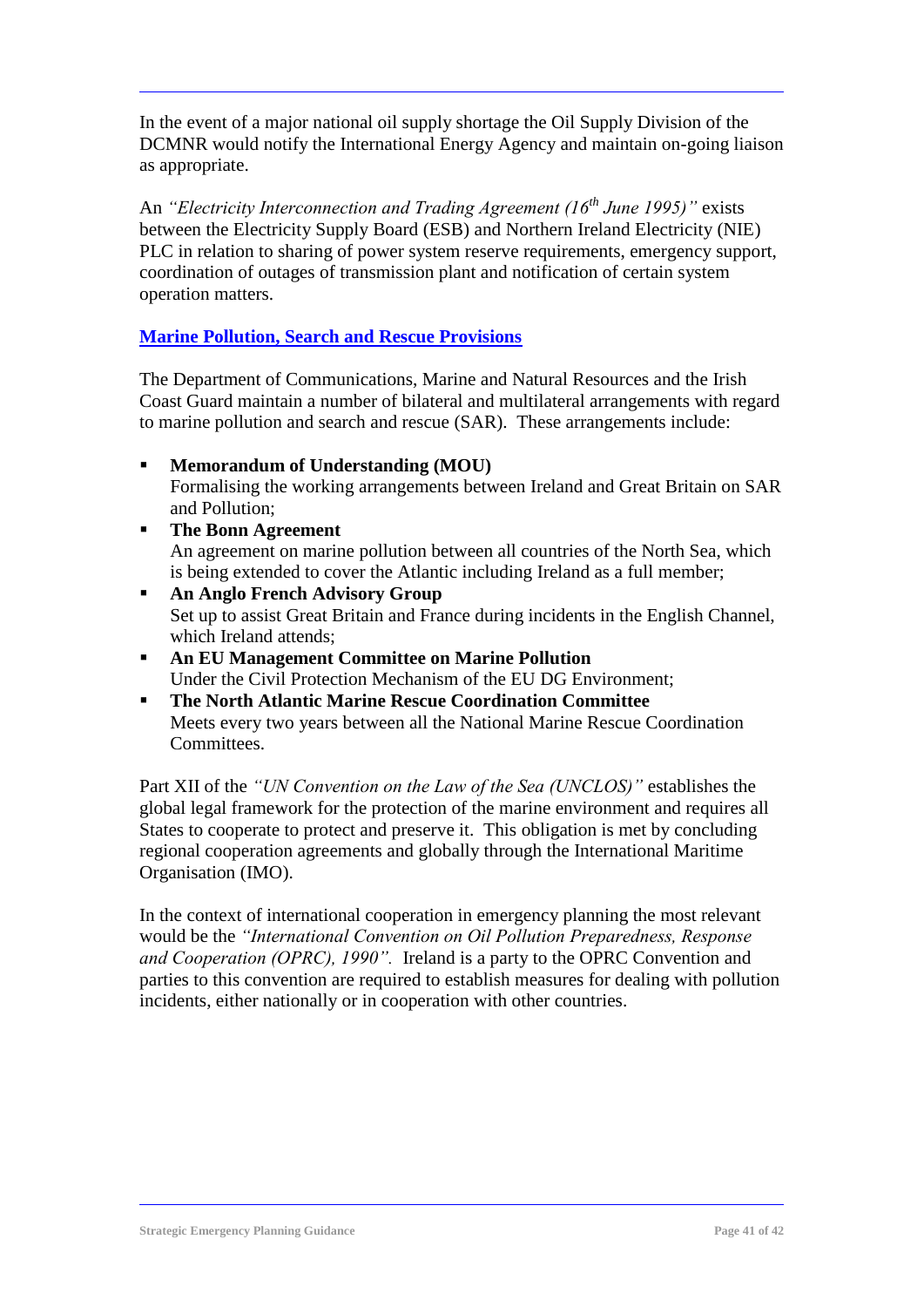In the event of a major national oil supply shortage the Oil Supply Division of the DCMNR would notify the International Energy Agency and maintain on-going liaison as appropriate.

An *"Electricity Interconnection and Trading Agreement (16th June 1995)"* exists between the Electricity Supply Board (ESB) and Northern Ireland Electricity (NIE) PLC in relation to sharing of power system reserve requirements, emergency support, coordination of outages of transmission plant and notification of certain system operation matters.

## Marine Pollution, Search and Rescue Provisions

The Department of Communications, Marine and Natural Resources and the Irish Coast Guard maintain a number of bilateral and multilateral arrangements with regard to marine pollution and search and rescue (SAR). These arrangements include:

- **Memorandum of Understanding (MOU)**
  Formalising the working arrangements between Ireland and Great Britain on SAR and Pollution;
- **The Bonn Agreement**
  An agreement on marine pollution between all countries of the North Sea, which is being extended to cover the Atlantic including Ireland as a full member;
- **An Anglo French Advisory Group**
  Set up to assist Great Britain and France during incidents in the English Channel, which Ireland attends;
- **An EU Management Committee on Marine Pollution**
  Under the Civil Protection Mechanism of the EU DG Environment;
- **The North Atlantic Marine Rescue Coordination Committee**
  Meets every two years between all the National Marine Rescue Coordination Committees.

Part XII of the *"UN Convention on the Law of the Sea (UNCLOS)"* establishes the global legal framework for the protection of the marine environment and requires all States to cooperate to protect and preserve it. This obligation is met by concluding regional cooperation agreements and globally through the International Maritime Organisation (IMO).

In the context of international cooperation in emergency planning the most relevant would be the *"International Convention on Oil Pollution Preparedness, Response and Cooperation (OPRC), 1990".* Ireland is a party to the OPRC Convention and parties to this convention are required to establish measures for dealing with pollution incidents, either nationally or in cooperation with other countries.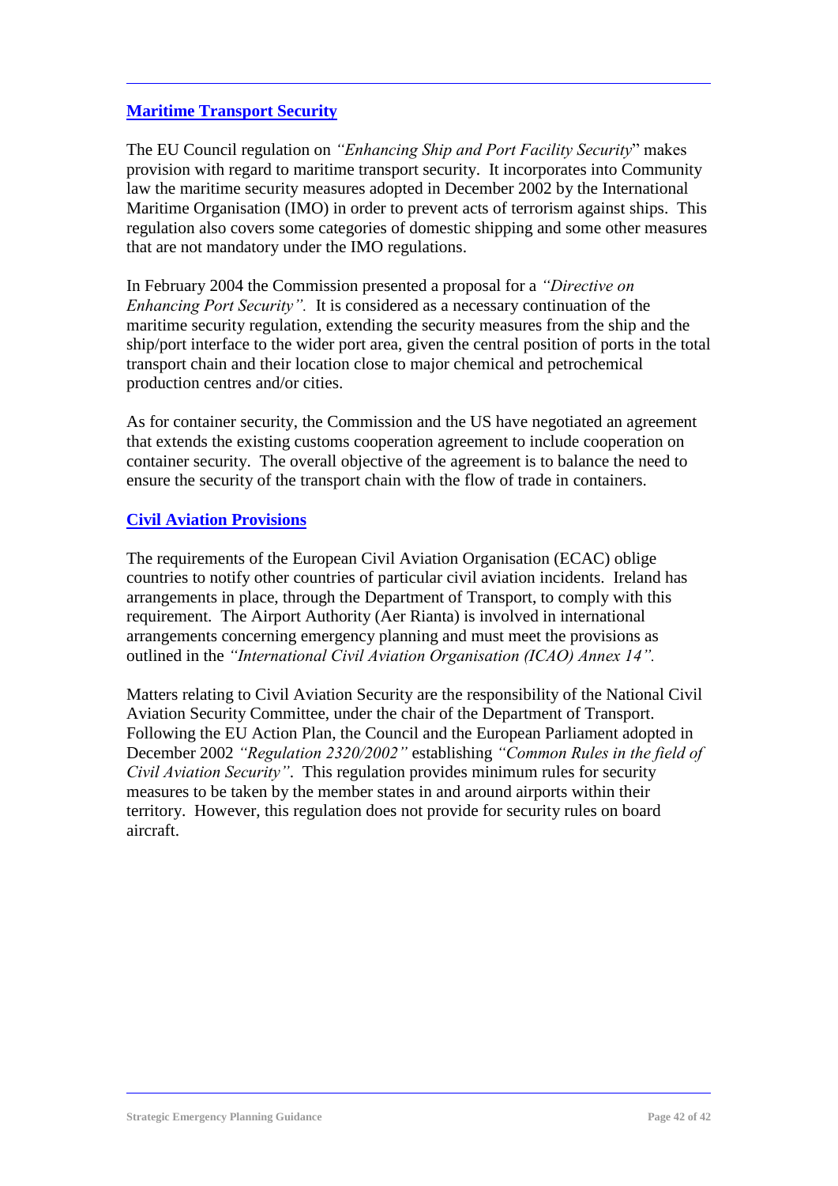## Maritime Transport Security

The EU Council regulation on *"Enhancing Ship and Port Facility Security*" makes provision with regard to maritime transport security. It incorporates into Community law the maritime security measures adopted in December 2002 by the International Maritime Organisation (IMO) in order to prevent acts of terrorism against ships. This regulation also covers some categories of domestic shipping and some other measures that are not mandatory under the IMO regulations.

In February 2004 the Commission presented a proposal for a *"Directive on Enhancing Port Security".* It is considered as a necessary continuation of the maritime security regulation, extending the security measures from the ship and the ship/port interface to the wider port area, given the central position of ports in the total transport chain and their location close to major chemical and petrochemical production centres and/or cities.

As for container security, the Commission and the US have negotiated an agreement that extends the existing customs cooperation agreement to include cooperation on container security. The overall objective of the agreement is to balance the need to ensure the security of the transport chain with the flow of trade in containers.

## Civil Aviation Provisions

The requirements of the European Civil Aviation Organisation (ECAC) oblige countries to notify other countries of particular civil aviation incidents. Ireland has arrangements in place, through the Department of Transport, to comply with this requirement. The Airport Authority (Aer Rianta) is involved in international arrangements concerning emergency planning and must meet the provisions as outlined in the *"International Civil Aviation Organisation (ICAO) Annex 14".*

Matters relating to Civil Aviation Security are the responsibility of the National Civil Aviation Security Committee, under the chair of the Department of Transport. Following the EU Action Plan, the Council and the European Parliament adopted in December 2002 *"Regulation 2320/2002"* establishing *"Common Rules in the field of Civil Aviation Security"*. This regulation provides minimum rules for security measures to be taken by the member states in and around airports within their territory. However, this regulation does not provide for security rules on board aircraft.